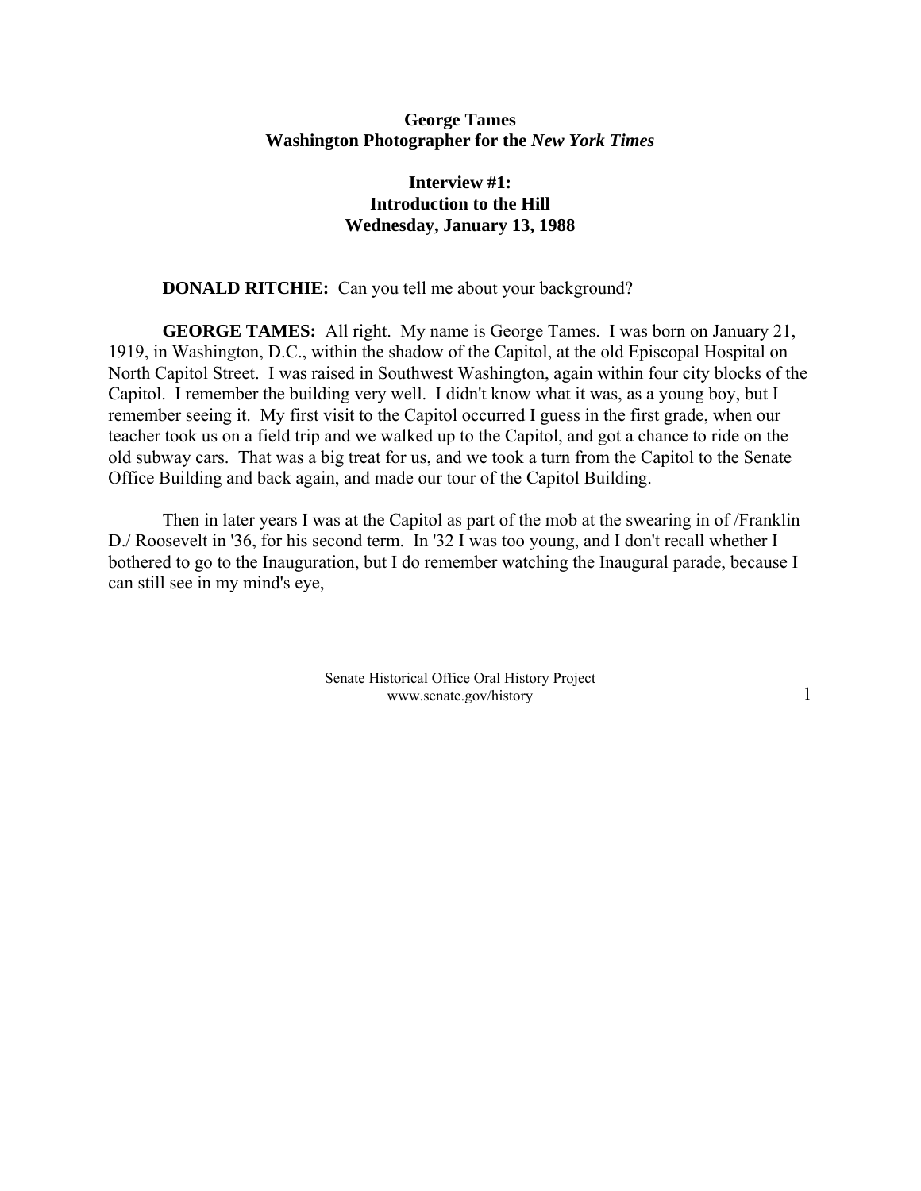# George Tames
## Washington Photographer for the *New York Times*

### Interview #1:
### Introduction to the Hill
### Wednesday, January 13, 1988

**DONALD RITCHIE:** Can you tell me about your background?

**GEORGE TAMES:** All right. My name is George Tames. I was born on January 21, 1919, in Washington, D.C., within the shadow of the Capitol, at the old Episcopal Hospital on North Capitol Street. I was raised in Southwest Washington, again within four city blocks of the Capitol. I remember the building very well. I didn't know what it was, as a young boy, but I remember seeing it. My first visit to the Capitol occurred I guess in the first grade, when our teacher took us on a field trip and we walked up to the Capitol, and got a chance to ride on the old subway cars. That was a big treat for us, and we took a turn from the Capitol to the Senate Office Building and back again, and made our tour of the Capitol Building.

Then in later years I was at the Capitol as part of the mob at the swearing in of /Franklin D./ Roosevelt in '36, for his second term. In '32 I was too young, and I don't recall whether I bothered to go to the Inauguration, but I do remember watching the Inaugural parade, because I can still see in my mind's eye,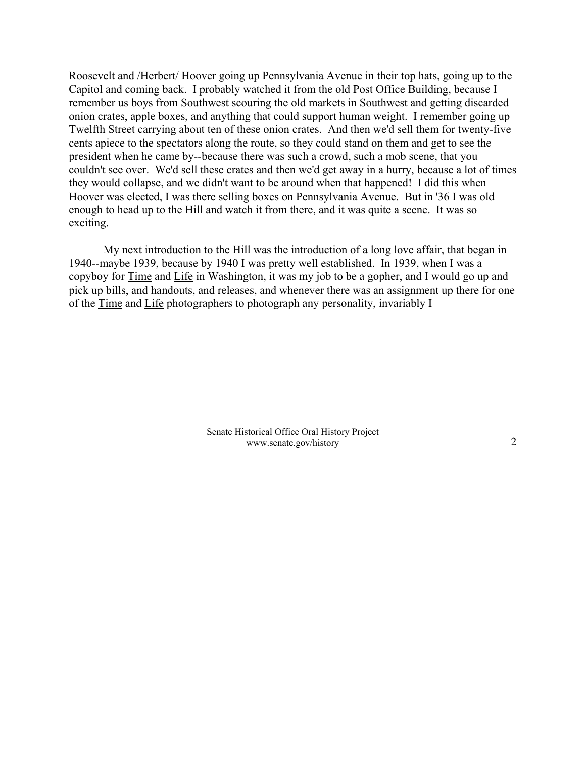Roosevelt and /Herbert/ Hoover going up Pennsylvania Avenue in their top hats, going up to the Capitol and coming back. I probably watched it from the old Post Office Building, because I remember us boys from Southwest scouring the old markets in Southwest and getting discarded onion crates, apple boxes, and anything that could support human weight. I remember going up Twelfth Street carrying about ten of these onion crates. And then we'd sell them for twenty-five cents apiece to the spectators along the route, so they could stand on them and get to see the president when he came by--because there was such a crowd, such a mob scene, that you couldn't see over. We'd sell these crates and then we'd get away in a hurry, because a lot of times they would collapse, and we didn't want to be around when that happened! I did this when Hoover was elected, I was there selling boxes on Pennsylvania Avenue. But in '36 I was old enough to head up to the Hill and watch it from there, and it was quite a scene. It was so exciting.

My next introduction to the Hill was the introduction of a long love affair, that began in 1940--maybe 1939, because by 1940 I was pretty well established. In 1939, when I was a copyboy for Time and Life in Washington, it was my job to be a gopher, and I would go up and pick up bills, and handouts, and releases, and whenever there was an assignment up there for one of the Time and Life photographers to photograph any personality, invariably I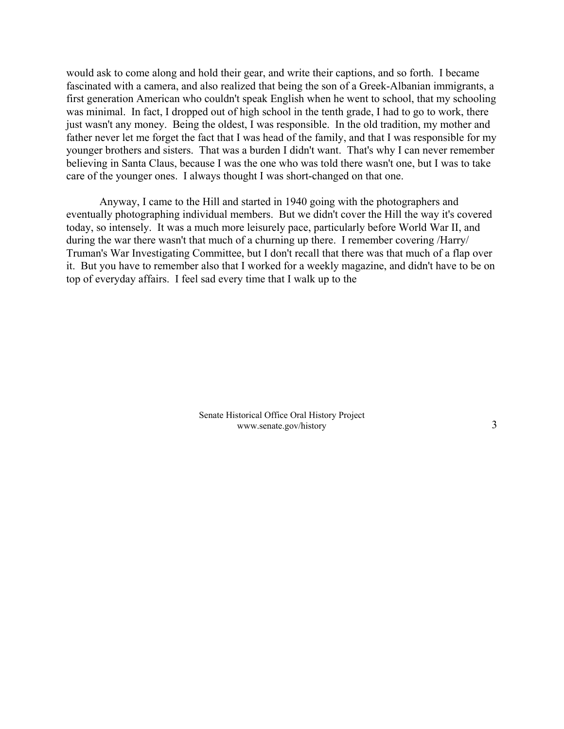would ask to come along and hold their gear, and write their captions, and so forth. I became fascinated with a camera, and also realized that being the son of a Greek-Albanian immigrants, a first generation American who couldn't speak English when he went to school, that my schooling was minimal. In fact, I dropped out of high school in the tenth grade, I had to go to work, there just wasn't any money. Being the oldest, I was responsible. In the old tradition, my mother and father never let me forget the fact that I was head of the family, and that I was responsible for my younger brothers and sisters. That was a burden I didn't want. That's why I can never remember believing in Santa Claus, because I was the one who was told there wasn't one, but I was to take care of the younger ones. I always thought I was short-changed on that one.

Anyway, I came to the Hill and started in 1940 going with the photographers and eventually photographing individual members. But we didn't cover the Hill the way it's covered today, so intensely. It was a much more leisurely pace, particularly before World War II, and during the war there wasn't that much of a churning up there. I remember covering /Harry/ Truman's War Investigating Committee, but I don't recall that there was that much of a flap over it. But you have to remember also that I worked for a weekly magazine, and didn't have to be on top of everyday affairs. I feel sad every time that I walk up to the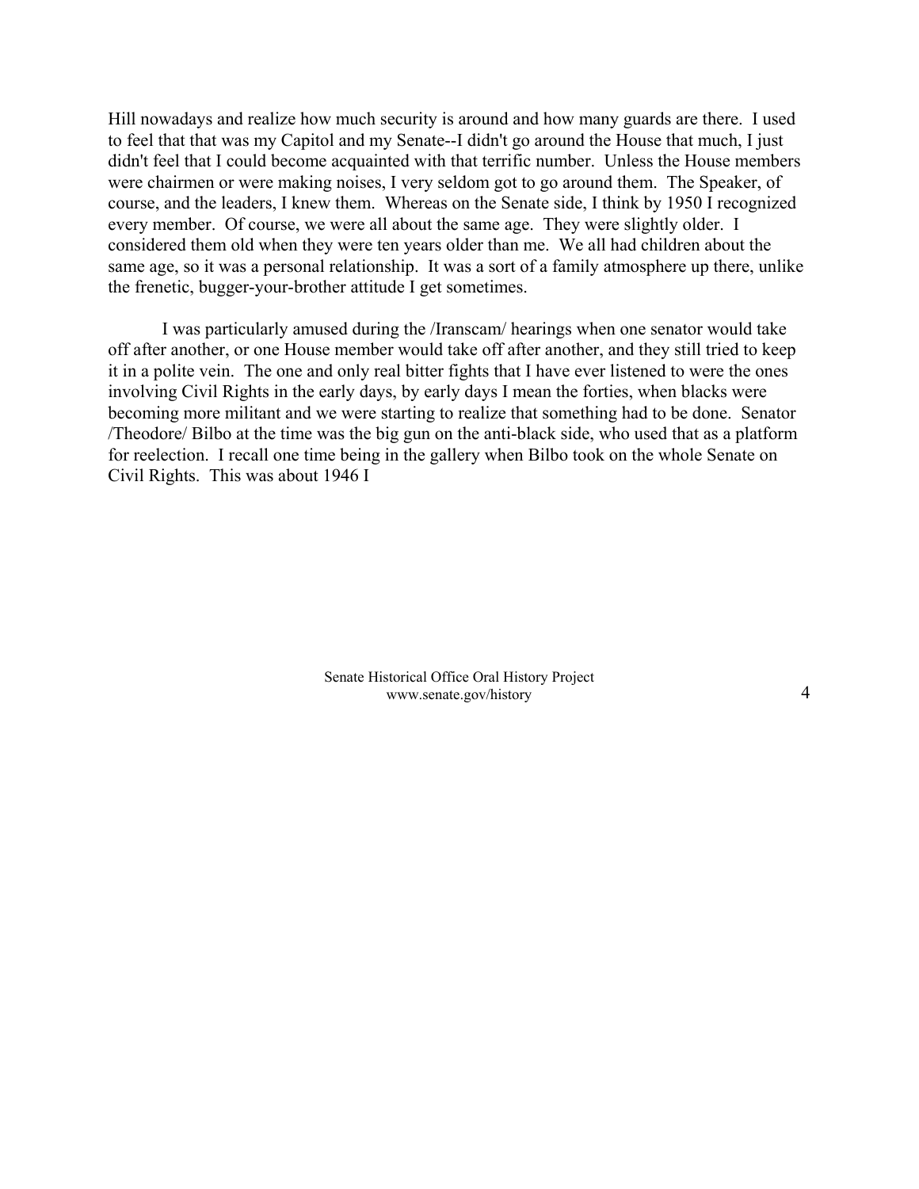Hill nowadays and realize how much security is around and how many guards are there. I used to feel that that was my Capitol and my Senate--I didn't go around the House that much, I just didn't feel that I could become acquainted with that terrific number. Unless the House members were chairmen or were making noises, I very seldom got to go around them. The Speaker, of course, and the leaders, I knew them. Whereas on the Senate side, I think by 1950 I recognized every member. Of course, we were all about the same age. They were slightly older. I considered them old when they were ten years older than me. We all had children about the same age, so it was a personal relationship. It was a sort of a family atmosphere up there, unlike the frenetic, bugger-your-brother attitude I get sometimes.

I was particularly amused during the /Iranscam/ hearings when one senator would take off after another, or one House member would take off after another, and they still tried to keep it in a polite vein. The one and only real bitter fights that I have ever listened to were the ones involving Civil Rights in the early days, by early days I mean the forties, when blacks were becoming more militant and we were starting to realize that something had to be done. Senator /Theodore/ Bilbo at the time was the big gun on the anti-black side, who used that as a platform for reelection. I recall one time being in the gallery when Bilbo took on the whole Senate on Civil Rights. This was about 1946 I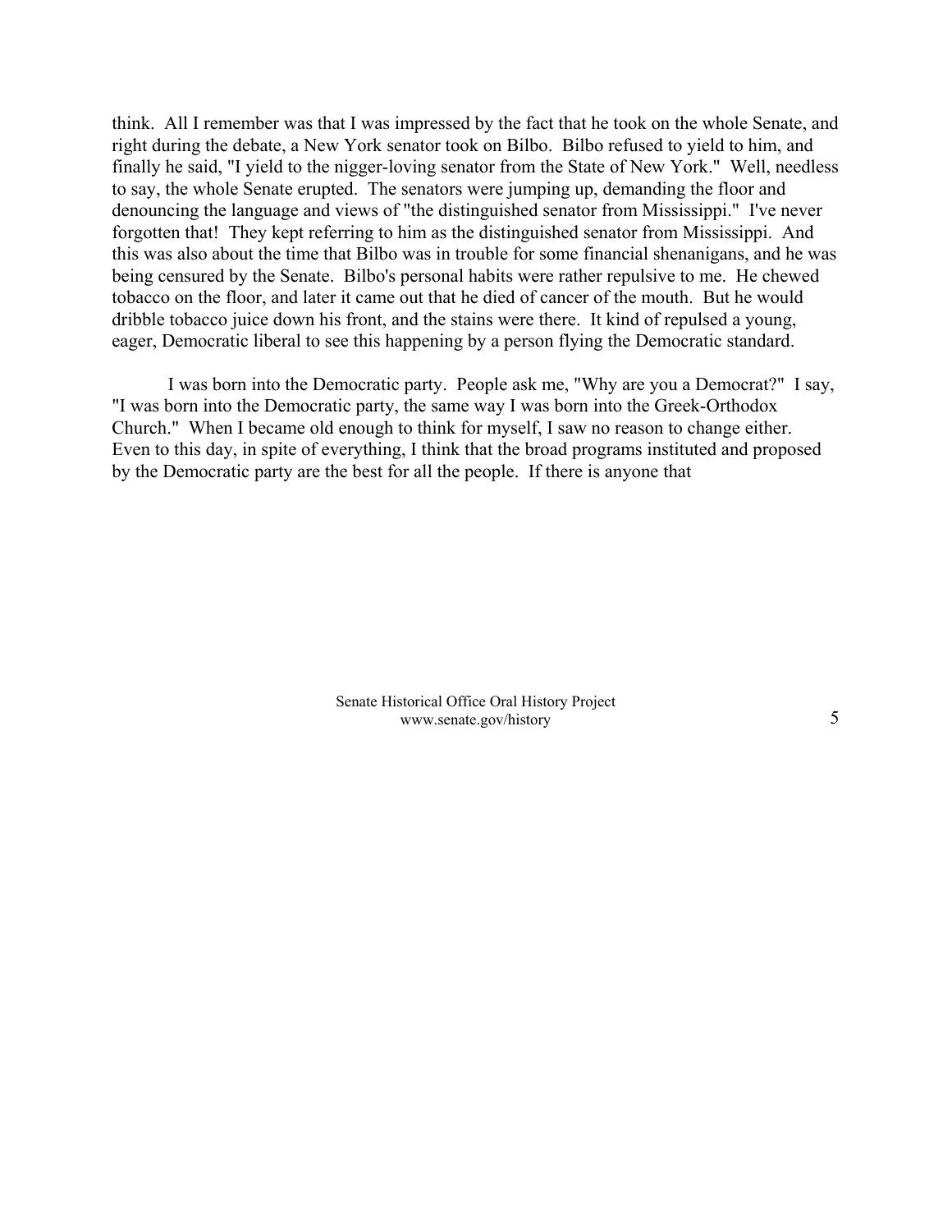think. All I remember was that I was impressed by the fact that he took on the whole Senate, and right during the debate, a New York senator took on Bilbo. Bilbo refused to yield to him, and finally he said, "I yield to the nigger-loving senator from the State of New York." Well, needless to say, the whole Senate erupted. The senators were jumping up, demanding the floor and denouncing the language and views of "the distinguished senator from Mississippi." I've never forgotten that! They kept referring to him as the distinguished senator from Mississippi. And this was also about the time that Bilbo was in trouble for some financial shenanigans, and he was being censured by the Senate. Bilbo's personal habits were rather repulsive to me. He chewed tobacco on the floor, and later it came out that he died of cancer of the mouth. But he would dribble tobacco juice down his front, and the stains were there. It kind of repulsed a young, eager, Democratic liberal to see this happening by a person flying the Democratic standard.

I was born into the Democratic party. People ask me, "Why are you a Democrat?" I say, "I was born into the Democratic party, the same way I was born into the Greek-Orthodox Church." When I became old enough to think for myself, I saw no reason to change either. Even to this day, in spite of everything, I think that the broad programs instituted and proposed by the Democratic party are the best for all the people. If there is anyone that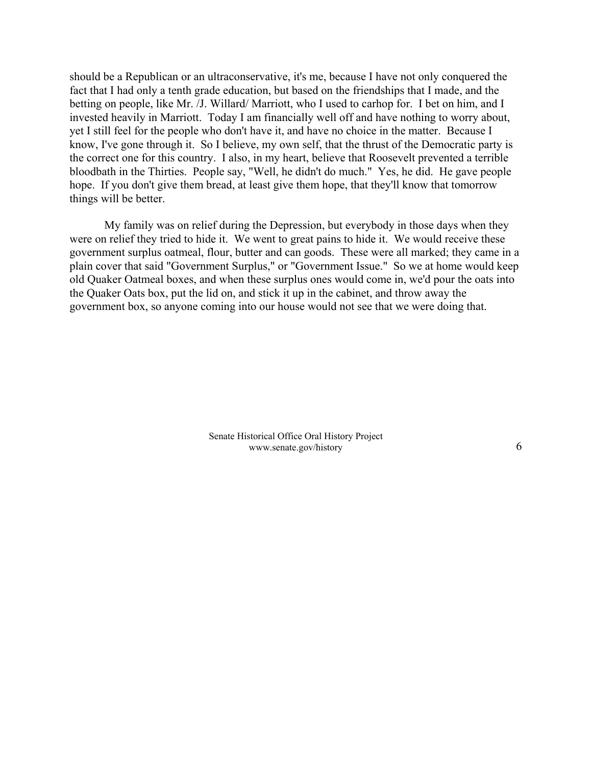should be a Republican or an ultraconservative, it's me, because I have not only conquered the fact that I had only a tenth grade education, but based on the friendships that I made, and the betting on people, like Mr. /J. Willard/ Marriott, who I used to carhop for. I bet on him, and I invested heavily in Marriott. Today I am financially well off and have nothing to worry about, yet I still feel for the people who don't have it, and have no choice in the matter. Because I know, I've gone through it. So I believe, my own self, that the thrust of the Democratic party is the correct one for this country. I also, in my heart, believe that Roosevelt prevented a terrible bloodbath in the Thirties. People say, "Well, he didn't do much." Yes, he did. He gave people hope. If you don't give them bread, at least give them hope, that they'll know that tomorrow things will be better.

My family was on relief during the Depression, but everybody in those days when they were on relief they tried to hide it. We went to great pains to hide it. We would receive these government surplus oatmeal, flour, butter and can goods. These were all marked; they came in a plain cover that said "Government Surplus," or "Government Issue." So we at home would keep old Quaker Oatmeal boxes, and when these surplus ones would come in, we'd pour the oats into the Quaker Oats box, put the lid on, and stick it up in the cabinet, and throw away the government box, so anyone coming into our house would not see that we were doing that.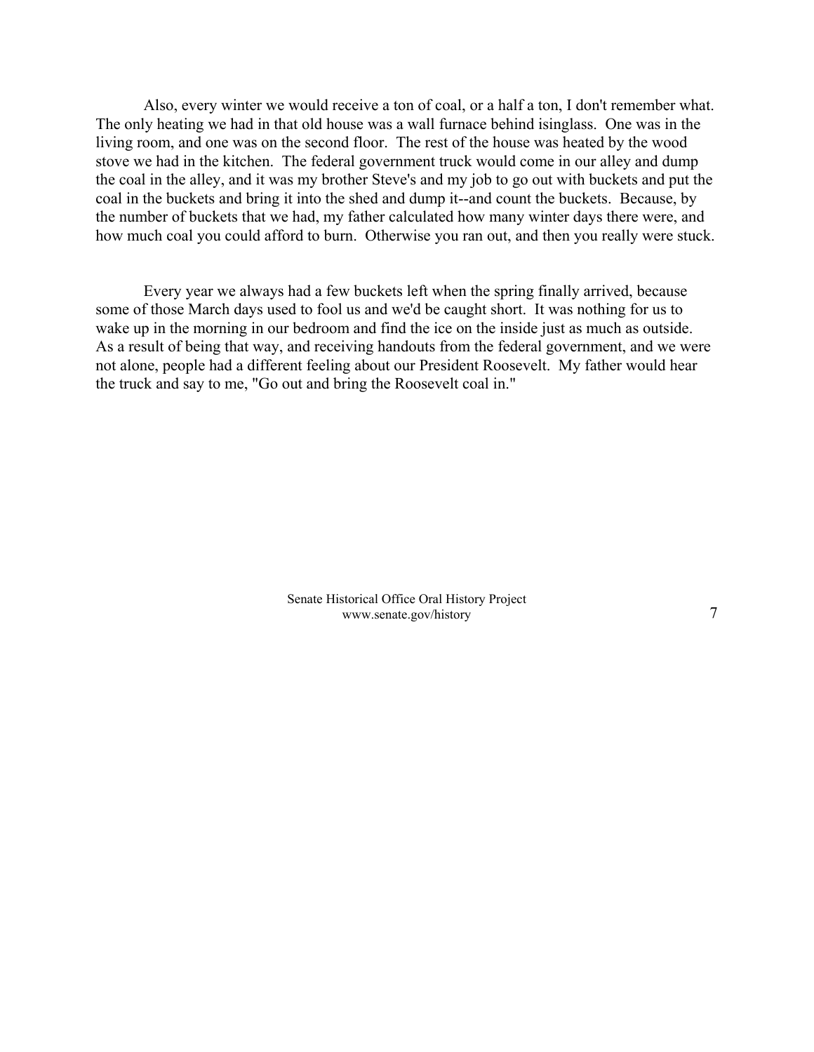Also, every winter we would receive a ton of coal, or a half a ton, I don't remember what. The only heating we had in that old house was a wall furnace behind isinglass. One was in the living room, and one was on the second floor. The rest of the house was heated by the wood stove we had in the kitchen. The federal government truck would come in our alley and dump the coal in the alley, and it was my brother Steve's and my job to go out with buckets and put the coal in the buckets and bring it into the shed and dump it--and count the buckets. Because, by the number of buckets that we had, my father calculated how many winter days there were, and how much coal you could afford to burn. Otherwise you ran out, and then you really were stuck.

Every year we always had a few buckets left when the spring finally arrived, because some of those March days used to fool us and we'd be caught short. It was nothing for us to wake up in the morning in our bedroom and find the ice on the inside just as much as outside. As a result of being that way, and receiving handouts from the federal government, and we were not alone, people had a different feeling about our President Roosevelt. My father would hear the truck and say to me, "Go out and bring the Roosevelt coal in."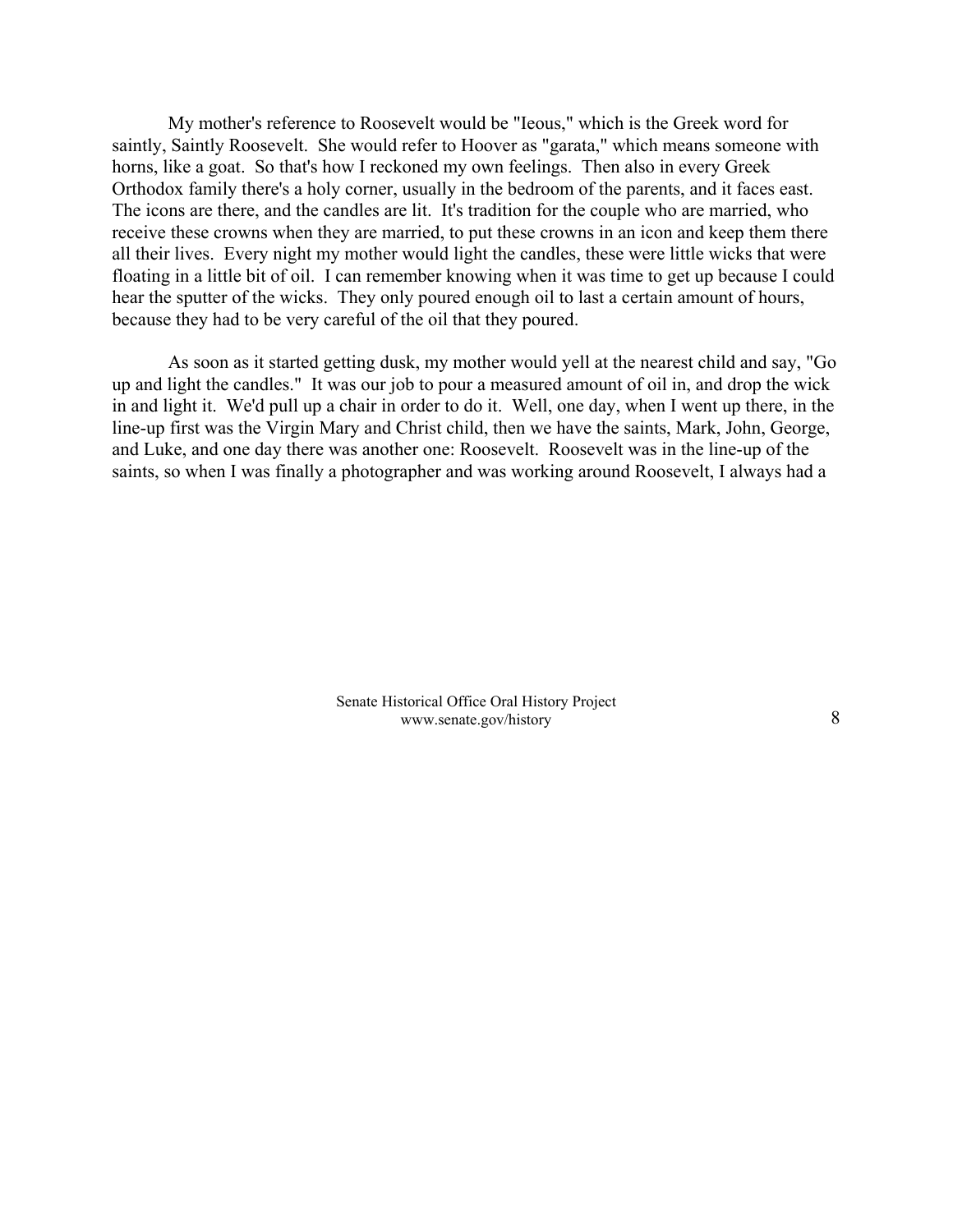My mother's reference to Roosevelt would be "Ieous," which is the Greek word for saintly, Saintly Roosevelt. She would refer to Hoover as "garata," which means someone with horns, like a goat. So that's how I reckoned my own feelings. Then also in every Greek Orthodox family there's a holy corner, usually in the bedroom of the parents, and it faces east. The icons are there, and the candles are lit. It's tradition for the couple who are married, who receive these crowns when they are married, to put these crowns in an icon and keep them there all their lives. Every night my mother would light the candles, these were little wicks that were floating in a little bit of oil. I can remember knowing when it was time to get up because I could hear the sputter of the wicks. They only poured enough oil to last a certain amount of hours, because they had to be very careful of the oil that they poured.

As soon as it started getting dusk, my mother would yell at the nearest child and say, "Go up and light the candles." It was our job to pour a measured amount of oil in, and drop the wick in and light it. We'd pull up a chair in order to do it. Well, one day, when I went up there, in the line-up first was the Virgin Mary and Christ child, then we have the saints, Mark, John, George, and Luke, and one day there was another one: Roosevelt. Roosevelt was in the line-up of the saints, so when I was finally a photographer and was working around Roosevelt, I always had a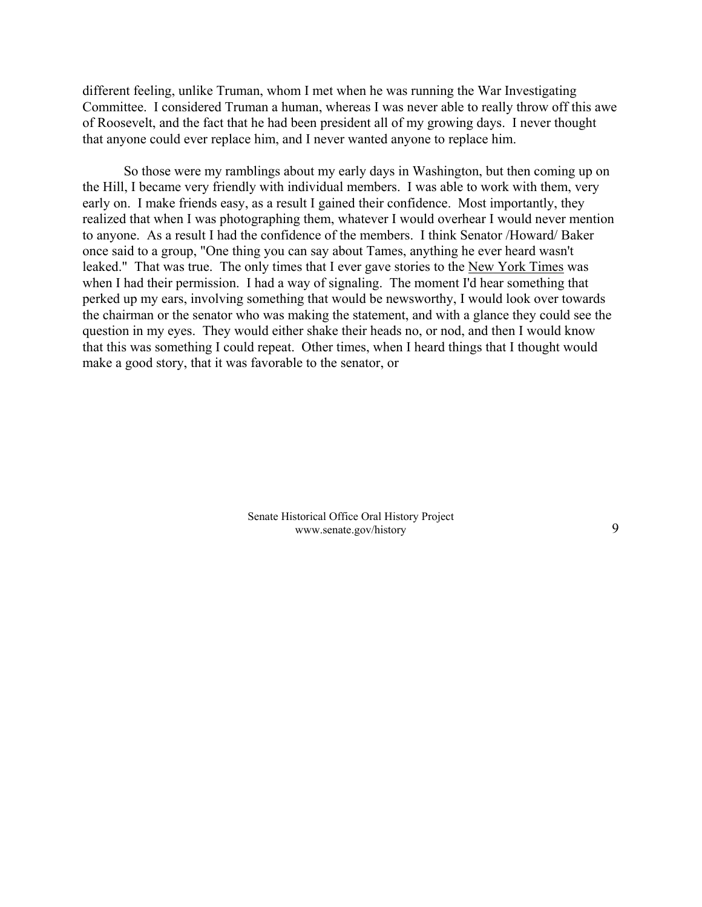different feeling, unlike Truman, whom I met when he was running the War Investigating Committee. I considered Truman a human, whereas I was never able to really throw off this awe of Roosevelt, and the fact that he had been president all of my growing days. I never thought that anyone could ever replace him, and I never wanted anyone to replace him.

So those were my ramblings about my early days in Washington, but then coming up on the Hill, I became very friendly with individual members. I was able to work with them, very early on. I make friends easy, as a result I gained their confidence. Most importantly, they realized that when I was photographing them, whatever I would overhear I would never mention to anyone. As a result I had the confidence of the members. I think Senator /Howard/ Baker once said to a group, "One thing you can say about Tames, anything he ever heard wasn't leaked." That was true. The only times that I ever gave stories to the New York Times was when I had their permission. I had a way of signaling. The moment I'd hear something that perked up my ears, involving something that would be newsworthy, I would look over towards the chairman or the senator who was making the statement, and with a glance they could see the question in my eyes. They would either shake their heads no, or nod, and then I would know that this was something I could repeat. Other times, when I heard things that I thought would make a good story, that it was favorable to the senator, or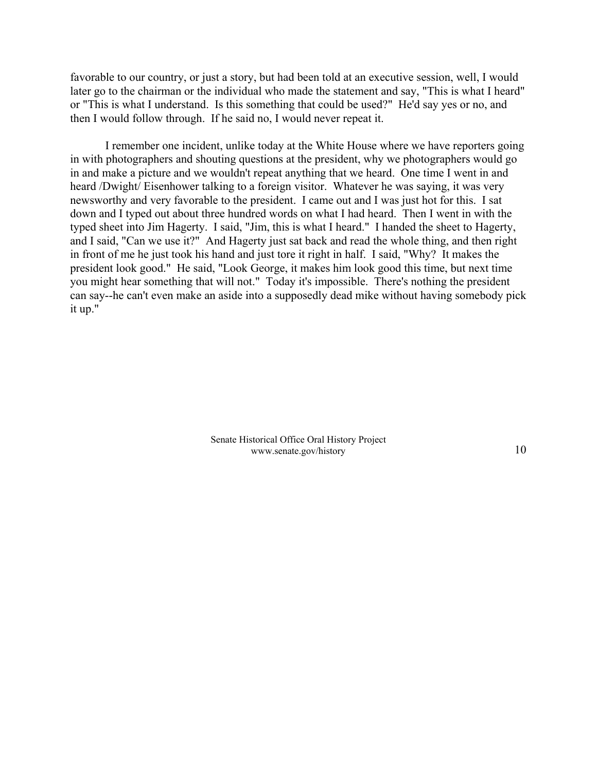favorable to our country, or just a story, but had been told at an executive session, well, I would later go to the chairman or the individual who made the statement and say, "This is what I heard" or "This is what I understand. Is this something that could be used?" He'd say yes or no, and then I would follow through. If he said no, I would never repeat it.

I remember one incident, unlike today at the White House where we have reporters going in with photographers and shouting questions at the president, why we photographers would go in and make a picture and we wouldn't repeat anything that we heard. One time I went in and heard /Dwight/ Eisenhower talking to a foreign visitor. Whatever he was saying, it was very newsworthy and very favorable to the president. I came out and I was just hot for this. I sat down and I typed out about three hundred words on what I had heard. Then I went in with the typed sheet into Jim Hagerty. I said, "Jim, this is what I heard." I handed the sheet to Hagerty, and I said, "Can we use it?" And Hagerty just sat back and read the whole thing, and then right in front of me he just took his hand and just tore it right in half. I said, "Why? It makes the president look good." He said, "Look George, it makes him look good this time, but next time you might hear something that will not." Today it's impossible. There's nothing the president can say--he can't even make an aside into a supposedly dead mike without having somebody pick it up."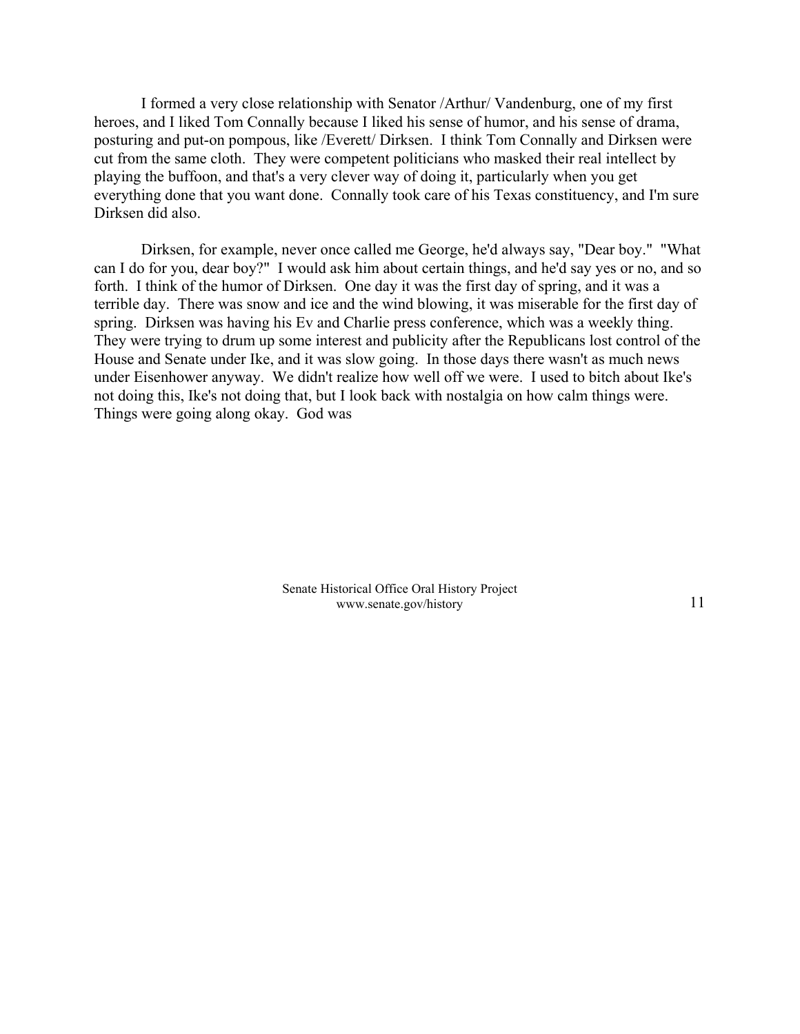I formed a very close relationship with Senator /Arthur/ Vandenburg, one of my first heroes, and I liked Tom Connally because I liked his sense of humor, and his sense of drama, posturing and put-on pompous, like /Everett/ Dirksen. I think Tom Connally and Dirksen were cut from the same cloth. They were competent politicians who masked their real intellect by playing the buffoon, and that's a very clever way of doing it, particularly when you get everything done that you want done. Connally took care of his Texas constituency, and I'm sure Dirksen did also.

Dirksen, for example, never once called me George, he'd always say, "Dear boy." "What can I do for you, dear boy?" I would ask him about certain things, and he'd say yes or no, and so forth. I think of the humor of Dirksen. One day it was the first day of spring, and it was a terrible day. There was snow and ice and the wind blowing, it was miserable for the first day of spring. Dirksen was having his Ev and Charlie press conference, which was a weekly thing. They were trying to drum up some interest and publicity after the Republicans lost control of the House and Senate under Ike, and it was slow going. In those days there wasn't as much news under Eisenhower anyway. We didn't realize how well off we were. I used to bitch about Ike's not doing this, Ike's not doing that, but I look back with nostalgia on how calm things were. Things were going along okay. God was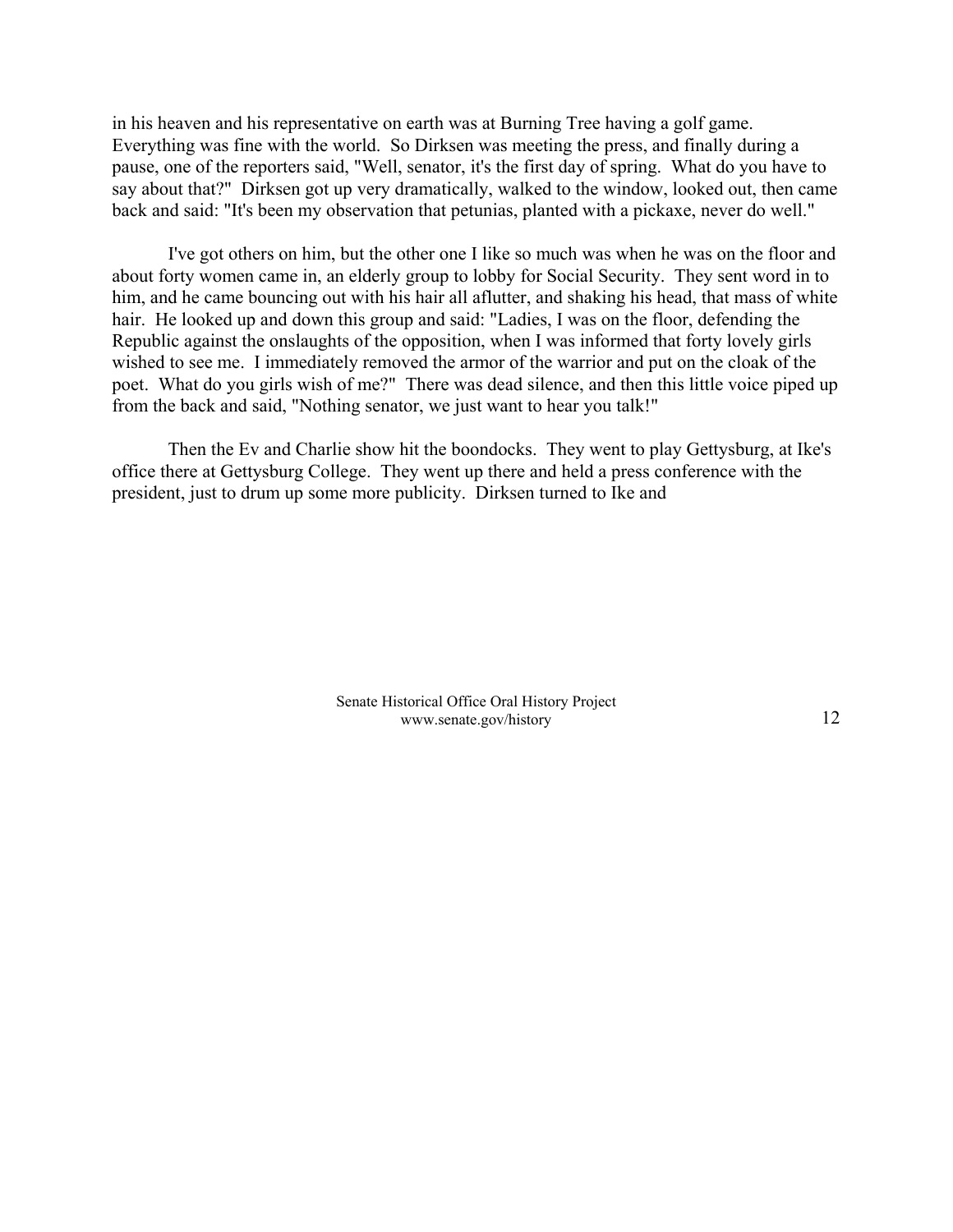in his heaven and his representative on earth was at Burning Tree having a golf game. Everything was fine with the world. So Dirksen was meeting the press, and finally during a pause, one of the reporters said, "Well, senator, it's the first day of spring. What do you have to say about that?" Dirksen got up very dramatically, walked to the window, looked out, then came back and said: "It's been my observation that petunias, planted with a pickaxe, never do well."

I've got others on him, but the other one I like so much was when he was on the floor and about forty women came in, an elderly group to lobby for Social Security. They sent word in to him, and he came bouncing out with his hair all aflutter, and shaking his head, that mass of white hair. He looked up and down this group and said: "Ladies, I was on the floor, defending the Republic against the onslaughts of the opposition, when I was informed that forty lovely girls wished to see me. I immediately removed the armor of the warrior and put on the cloak of the poet. What do you girls wish of me?" There was dead silence, and then this little voice piped up from the back and said, "Nothing senator, we just want to hear you talk!"

Then the Ev and Charlie show hit the boondocks. They went to play Gettysburg, at Ike's office there at Gettysburg College. They went up there and held a press conference with the president, just to drum up some more publicity. Dirksen turned to Ike and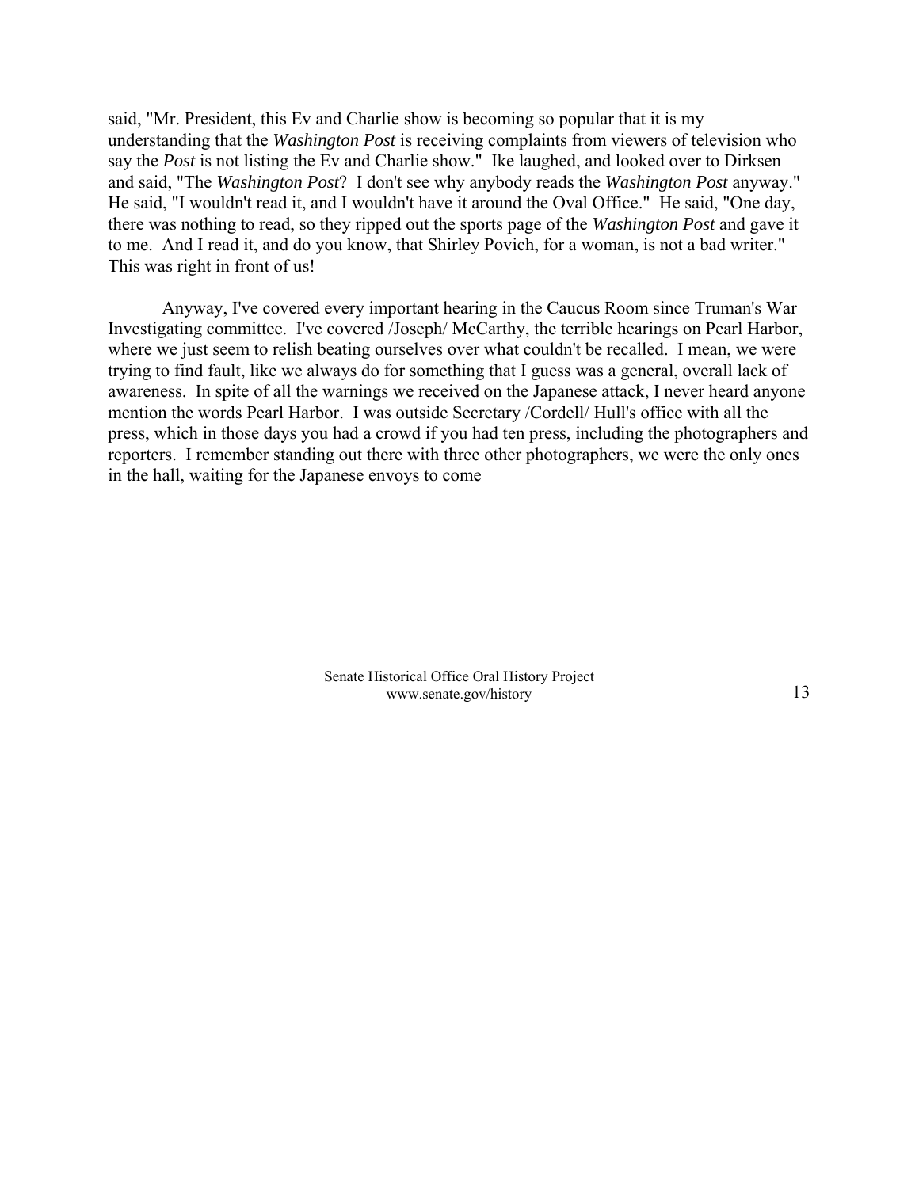said, "Mr. President, this Ev and Charlie show is becoming so popular that it is my understanding that the *Washington Post* is receiving complaints from viewers of television who say the *Post* is not listing the Ev and Charlie show." Ike laughed, and looked over to Dirksen and said, "The *Washington Post*? I don't see why anybody reads the *Washington Post* anyway." He said, "I wouldn't read it, and I wouldn't have it around the Oval Office." He said, "One day, there was nothing to read, so they ripped out the sports page of the *Washington Post* and gave it to me. And I read it, and do you know, that Shirley Povich, for a woman, is not a bad writer." This was right in front of us!

Anyway, I've covered every important hearing in the Caucus Room since Truman's War Investigating committee. I've covered /Joseph/ McCarthy, the terrible hearings on Pearl Harbor, where we just seem to relish beating ourselves over what couldn't be recalled. I mean, we were trying to find fault, like we always do for something that I guess was a general, overall lack of awareness. In spite of all the warnings we received on the Japanese attack, I never heard anyone mention the words Pearl Harbor. I was outside Secretary /Cordell/ Hull's office with all the press, which in those days you had a crowd if you had ten press, including the photographers and reporters. I remember standing out there with three other photographers, we were the only ones in the hall, waiting for the Japanese envoys to come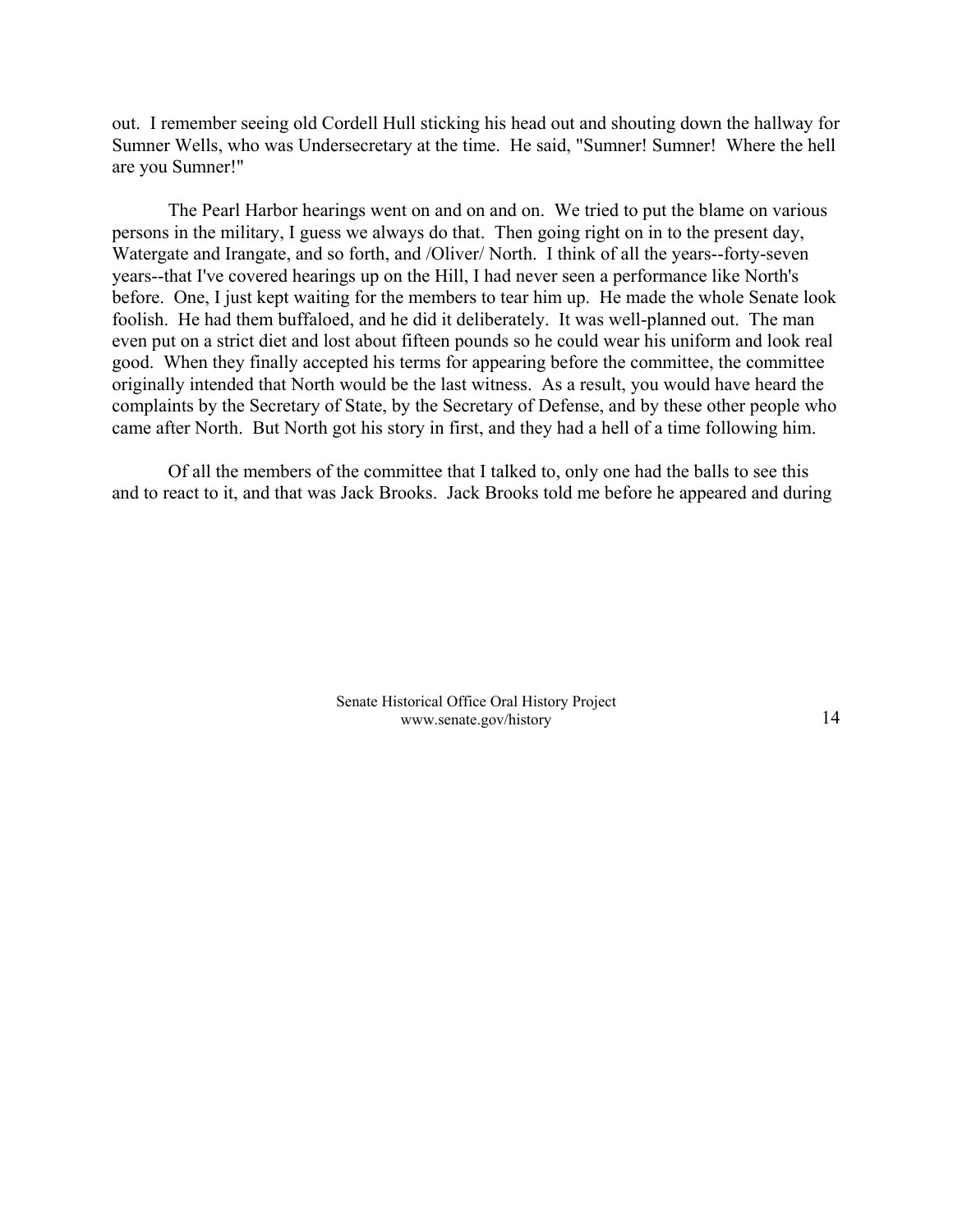out. I remember seeing old Cordell Hull sticking his head out and shouting down the hallway for Sumner Wells, who was Undersecretary at the time. He said, "Sumner! Sumner! Where the hell are you Sumner!"

The Pearl Harbor hearings went on and on and on. We tried to put the blame on various persons in the military, I guess we always do that. Then going right on in to the present day, Watergate and Irangate, and so forth, and /Oliver/ North. I think of all the years--forty-seven years--that I've covered hearings up on the Hill, I had never seen a performance like North's before. One, I just kept waiting for the members to tear him up. He made the whole Senate look foolish. He had them buffaloed, and he did it deliberately. It was well-planned out. The man even put on a strict diet and lost about fifteen pounds so he could wear his uniform and look real good. When they finally accepted his terms for appearing before the committee, the committee originally intended that North would be the last witness. As a result, you would have heard the complaints by the Secretary of State, by the Secretary of Defense, and by these other people who came after North. But North got his story in first, and they had a hell of a time following him.

Of all the members of the committee that I talked to, only one had the balls to see this and to react to it, and that was Jack Brooks. Jack Brooks told me before he appeared and during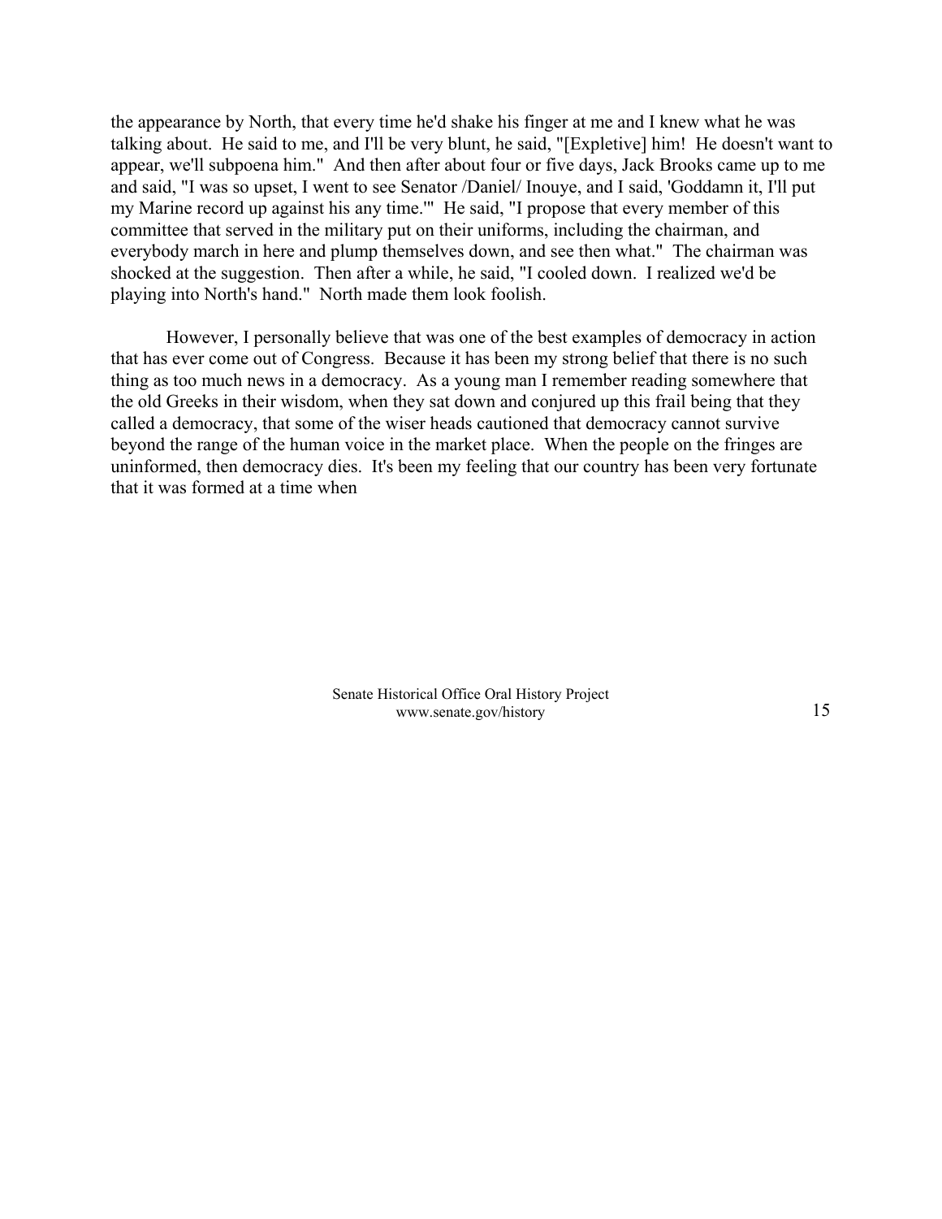the appearance by North, that every time he'd shake his finger at me and I knew what he was talking about. He said to me, and I'll be very blunt, he said, "[Expletive] him! He doesn't want to appear, we'll subpoena him." And then after about four or five days, Jack Brooks came up to me and said, "I was so upset, I went to see Senator /Daniel/ Inouye, and I said, 'Goddamn it, I'll put my Marine record up against his any time.'" He said, "I propose that every member of this committee that served in the military put on their uniforms, including the chairman, and everybody march in here and plump themselves down, and see then what." The chairman was shocked at the suggestion. Then after a while, he said, "I cooled down. I realized we'd be playing into North's hand." North made them look foolish.

However, I personally believe that was one of the best examples of democracy in action that has ever come out of Congress. Because it has been my strong belief that there is no such thing as too much news in a democracy. As a young man I remember reading somewhere that the old Greeks in their wisdom, when they sat down and conjured up this frail being that they called a democracy, that some of the wiser heads cautioned that democracy cannot survive beyond the range of the human voice in the market place. When the people on the fringes are uninformed, then democracy dies. It's been my feeling that our country has been very fortunate that it was formed at a time when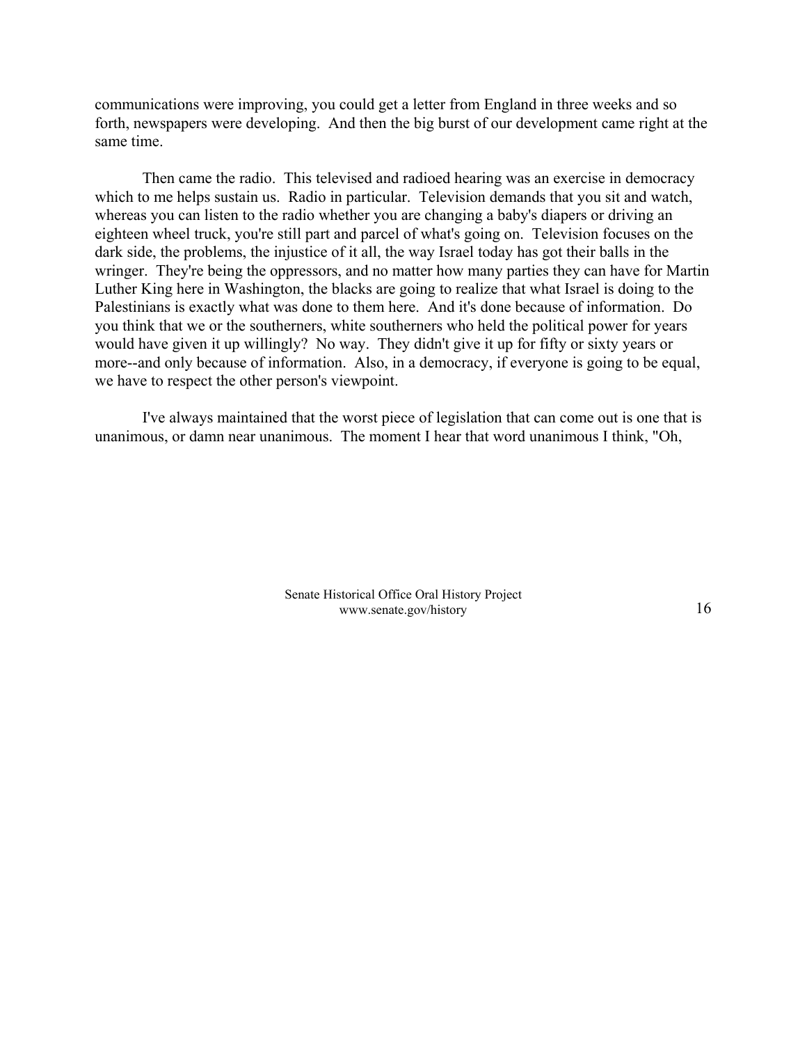communications were improving, you could get a letter from England in three weeks and so forth, newspapers were developing. And then the big burst of our development came right at the same time.

Then came the radio. This televised and radioed hearing was an exercise in democracy which to me helps sustain us. Radio in particular. Television demands that you sit and watch, whereas you can listen to the radio whether you are changing a baby's diapers or driving an eighteen wheel truck, you're still part and parcel of what's going on. Television focuses on the dark side, the problems, the injustice of it all, the way Israel today has got their balls in the wringer. They're being the oppressors, and no matter how many parties they can have for Martin Luther King here in Washington, the blacks are going to realize that what Israel is doing to the Palestinians is exactly what was done to them here. And it's done because of information. Do you think that we or the southerners, white southerners who held the political power for years would have given it up willingly? No way. They didn't give it up for fifty or sixty years or more--and only because of information. Also, in a democracy, if everyone is going to be equal, we have to respect the other person's viewpoint.

I've always maintained that the worst piece of legislation that can come out is one that is unanimous, or damn near unanimous. The moment I hear that word unanimous I think, "Oh,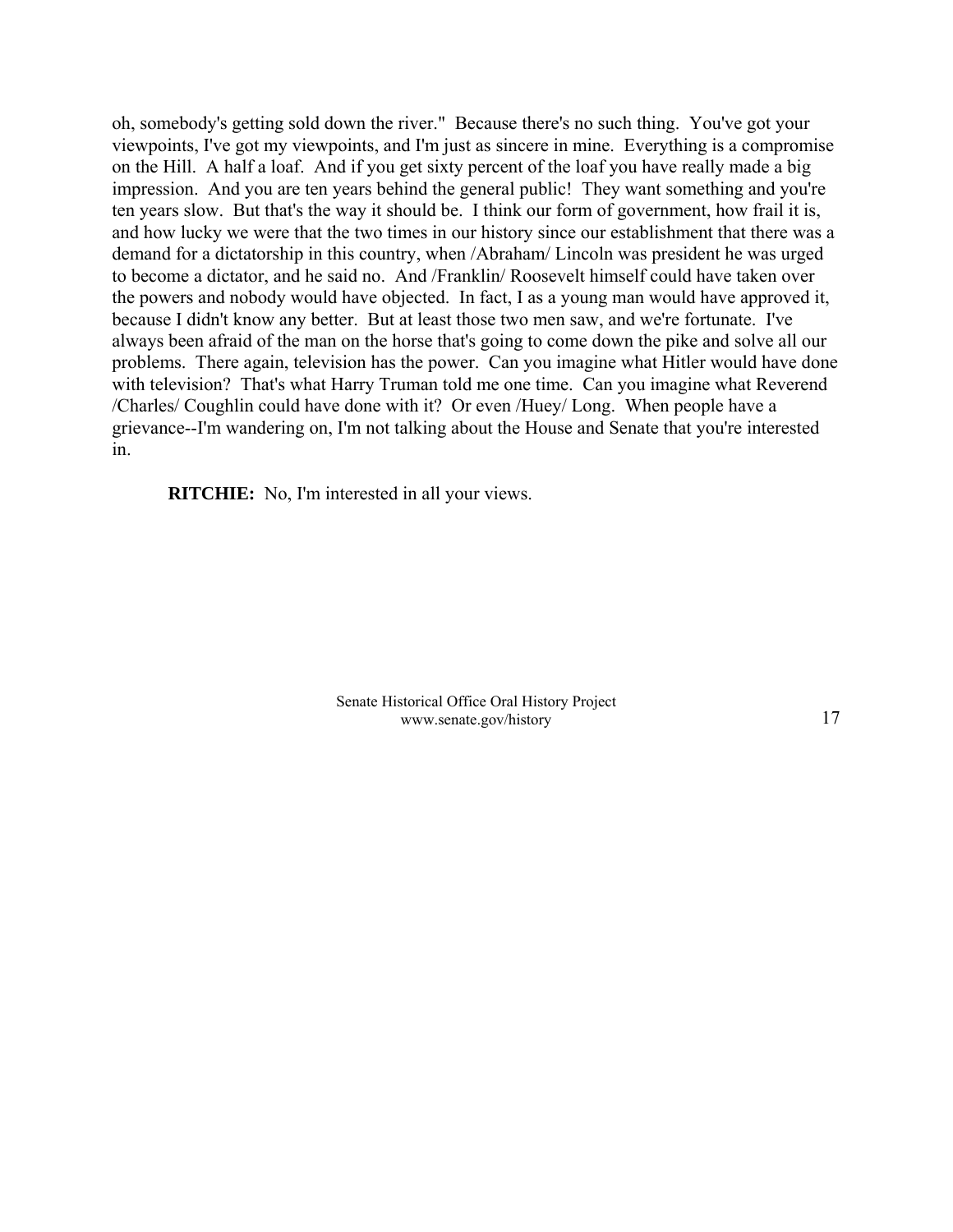oh, somebody's getting sold down the river." Because there's no such thing. You've got your viewpoints, I've got my viewpoints, and I'm just as sincere in mine. Everything is a compromise on the Hill. A half a loaf. And if you get sixty percent of the loaf you have really made a big impression. And you are ten years behind the general public! They want something and you're ten years slow. But that's the way it should be. I think our form of government, how frail it is, and how lucky we were that the two times in our history since our establishment that there was a demand for a dictatorship in this country, when /Abraham/ Lincoln was president he was urged to become a dictator, and he said no. And /Franklin/ Roosevelt himself could have taken over the powers and nobody would have objected. In fact, I as a young man would have approved it, because I didn't know any better. But at least those two men saw, and we're fortunate. I've always been afraid of the man on the horse that's going to come down the pike and solve all our problems. There again, television has the power. Can you imagine what Hitler would have done with television? That's what Harry Truman told me one time. Can you imagine what Reverend /Charles/ Coughlin could have done with it? Or even /Huey/ Long. When people have a grievance--I'm wandering on, I'm not talking about the House and Senate that you're interested in.

**RITCHIE:** No, I'm interested in all your views.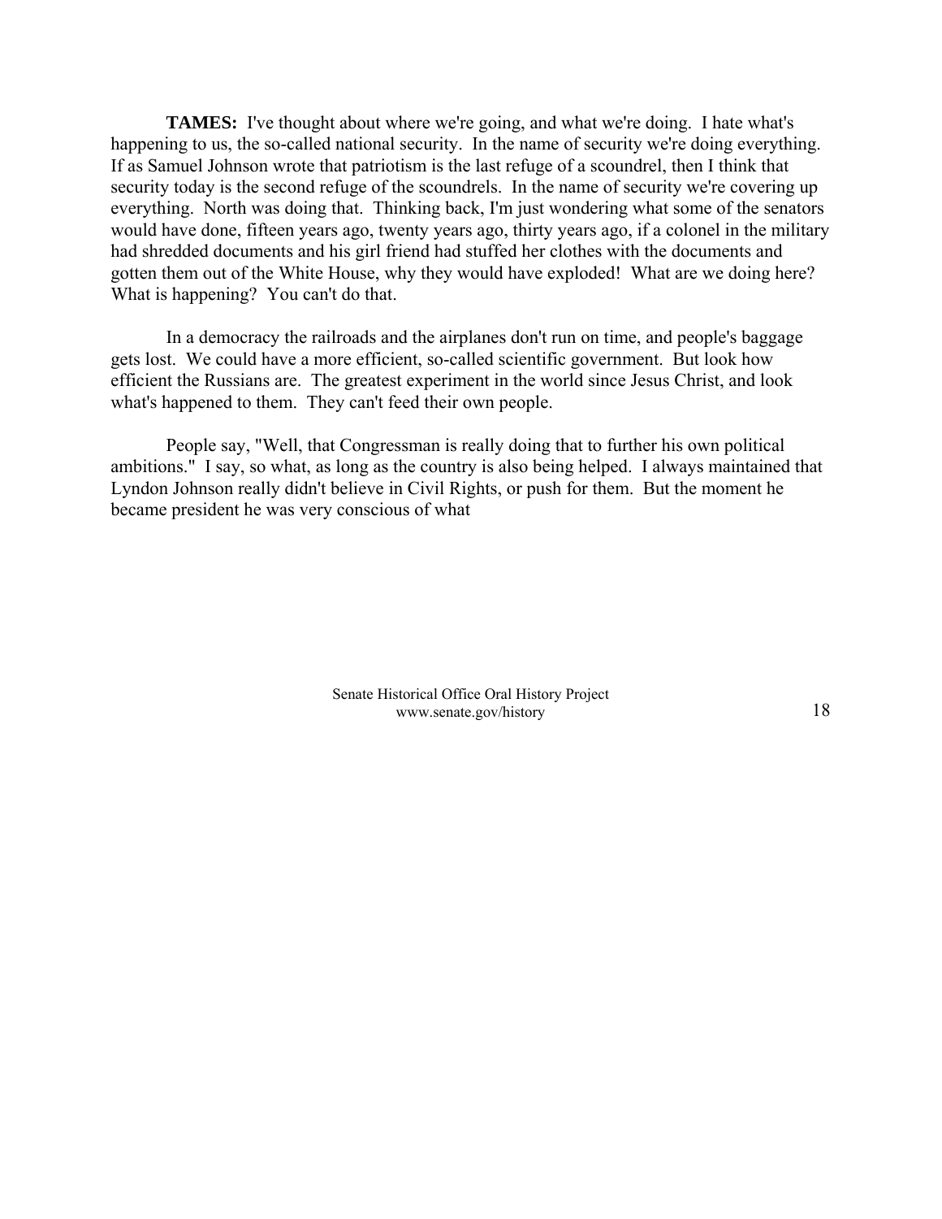**TAMES:** I've thought about where we're going, and what we're doing. I hate what's happening to us, the so-called national security. In the name of security we're doing everything. If as Samuel Johnson wrote that patriotism is the last refuge of a scoundrel, then I think that security today is the second refuge of the scoundrels. In the name of security we're covering up everything. North was doing that. Thinking back, I'm just wondering what some of the senators would have done, fifteen years ago, twenty years ago, thirty years ago, if a colonel in the military had shredded documents and his girl friend had stuffed her clothes with the documents and gotten them out of the White House, why they would have exploded! What are we doing here? What is happening? You can't do that.

In a democracy the railroads and the airplanes don't run on time, and people's baggage gets lost. We could have a more efficient, so-called scientific government. But look how efficient the Russians are. The greatest experiment in the world since Jesus Christ, and look what's happened to them. They can't feed their own people.

People say, "Well, that Congressman is really doing that to further his own political ambitions." I say, so what, as long as the country is also being helped. I always maintained that Lyndon Johnson really didn't believe in Civil Rights, or push for them. But the moment he became president he was very conscious of what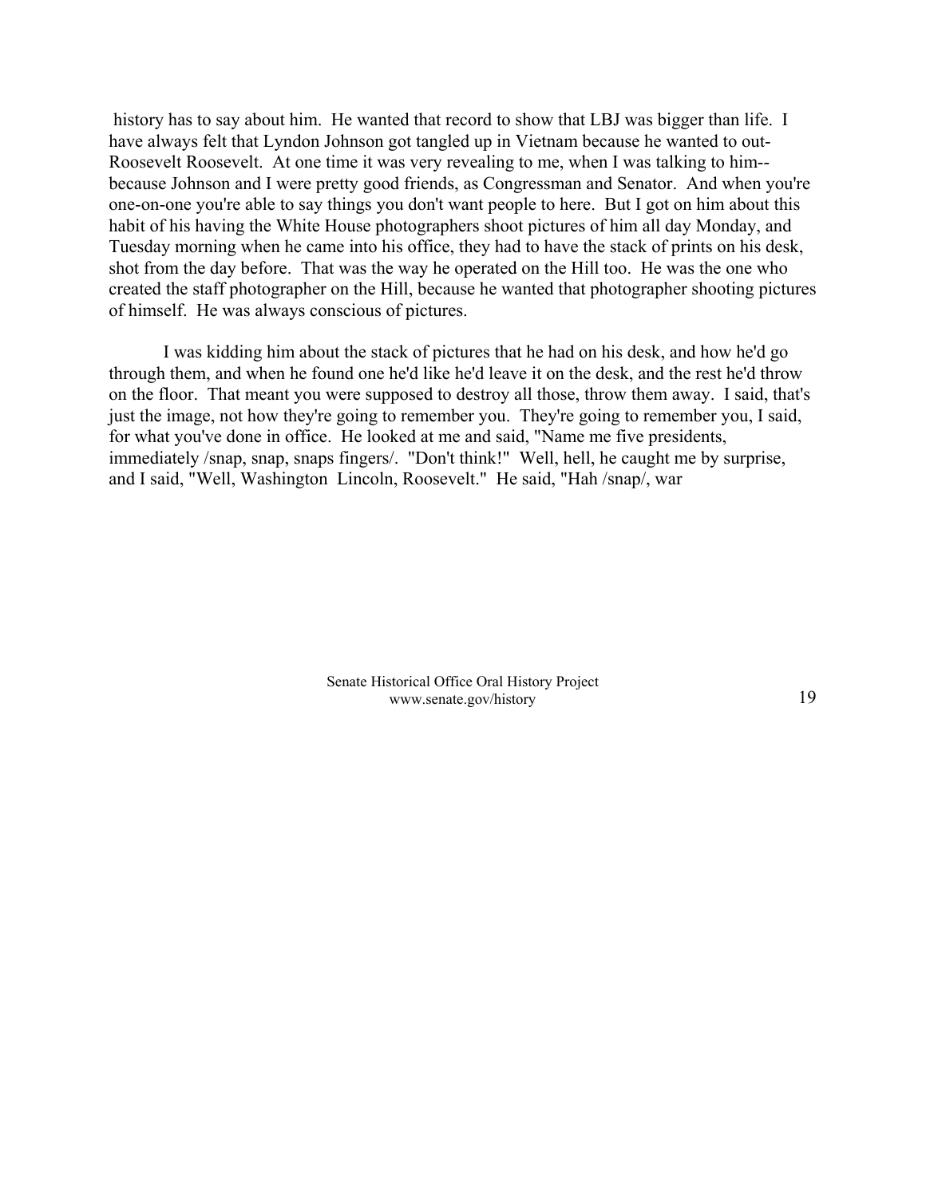history has to say about him. He wanted that record to show that LBJ was bigger than life. I have always felt that Lyndon Johnson got tangled up in Vietnam because he wanted to out-Roosevelt Roosevelt. At one time it was very revealing to me, when I was talking to him--because Johnson and I were pretty good friends, as Congressman and Senator. And when you're one-on-one you're able to say things you don't want people to here. But I got on him about this habit of his having the White House photographers shoot pictures of him all day Monday, and Tuesday morning when he came into his office, they had to have the stack of prints on his desk, shot from the day before. That was the way he operated on the Hill too. He was the one who created the staff photographer on the Hill, because he wanted that photographer shooting pictures of himself. He was always conscious of pictures.

I was kidding him about the stack of pictures that he had on his desk, and how he'd go through them, and when he found one he'd like he'd leave it on the desk, and the rest he'd throw on the floor. That meant you were supposed to destroy all those, throw them away. I said, that's just the image, not how they're going to remember you. They're going to remember you, I said, for what you've done in office. He looked at me and said, "Name me five presidents, immediately /snap, snap, snaps fingers/. "Don't think!" Well, hell, he caught me by surprise, and I said, "Well, Washington Lincoln, Roosevelt." He said, "Hah /snap/, war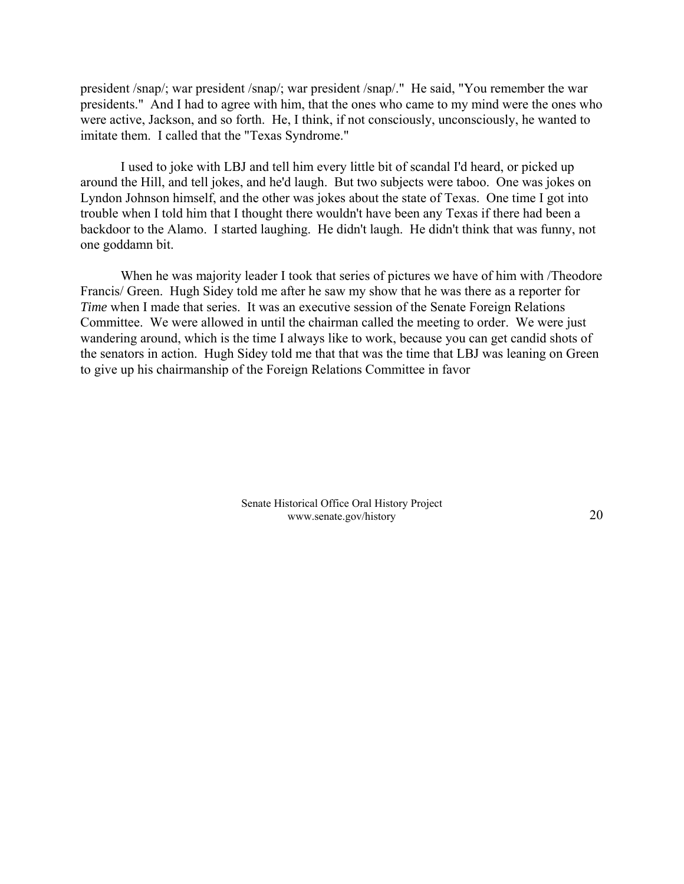president /snap/; war president /snap/; war president /snap/." He said, "You remember the war presidents." And I had to agree with him, that the ones who came to my mind were the ones who were active, Jackson, and so forth. He, I think, if not consciously, unconsciously, he wanted to imitate them. I called that the "Texas Syndrome."

I used to joke with LBJ and tell him every little bit of scandal I'd heard, or picked up around the Hill, and tell jokes, and he'd laugh. But two subjects were taboo. One was jokes on Lyndon Johnson himself, and the other was jokes about the state of Texas. One time I got into trouble when I told him that I thought there wouldn't have been any Texas if there had been a backdoor to the Alamo. I started laughing. He didn't laugh. He didn't think that was funny, not one goddamn bit.

When he was majority leader I took that series of pictures we have of him with /Theodore Francis/ Green. Hugh Sidey told me after he saw my show that he was there as a reporter for *Time* when I made that series. It was an executive session of the Senate Foreign Relations Committee. We were allowed in until the chairman called the meeting to order. We were just wandering around, which is the time I always like to work, because you can get candid shots of the senators in action. Hugh Sidey told me that that was the time that LBJ was leaning on Green to give up his chairmanship of the Foreign Relations Committee in favor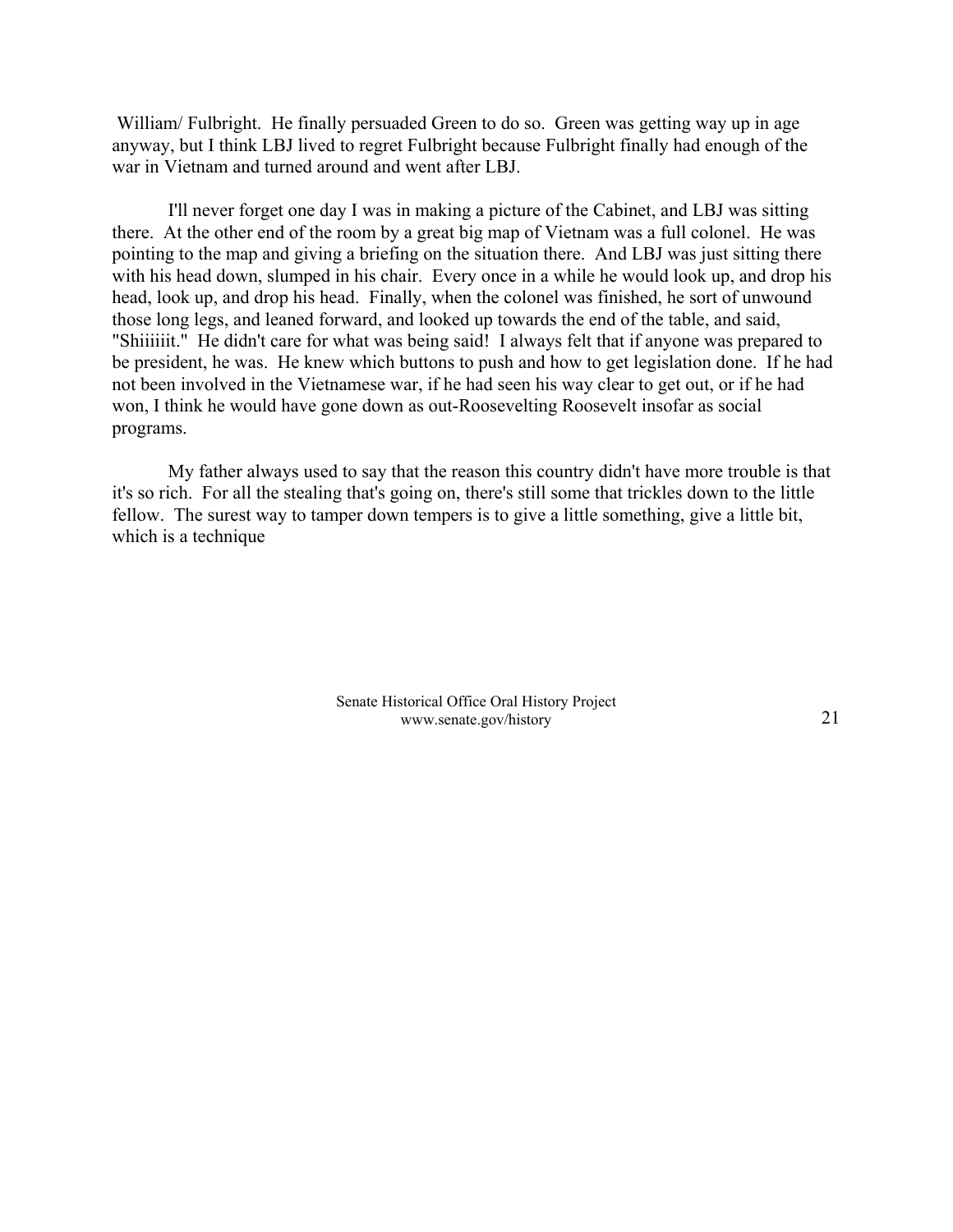William/ Fulbright. He finally persuaded Green to do so. Green was getting way up in age anyway, but I think LBJ lived to regret Fulbright because Fulbright finally had enough of the war in Vietnam and turned around and went after LBJ.

I'll never forget one day I was in making a picture of the Cabinet, and LBJ was sitting there. At the other end of the room by a great big map of Vietnam was a full colonel. He was pointing to the map and giving a briefing on the situation there. And LBJ was just sitting there with his head down, slumped in his chair. Every once in a while he would look up, and drop his head, look up, and drop his head. Finally, when the colonel was finished, he sort of unwound those long legs, and leaned forward, and looked up towards the end of the table, and said, "Shiiiiiit." He didn't care for what was being said! I always felt that if anyone was prepared to be president, he was. He knew which buttons to push and how to get legislation done. If he had not been involved in the Vietnamese war, if he had seen his way clear to get out, or if he had won, I think he would have gone down as out-Roosevelting Roosevelt insofar as social programs.

My father always used to say that the reason this country didn't have more trouble is that it's so rich. For all the stealing that's going on, there's still some that trickles down to the little fellow. The surest way to tamper down tempers is to give a little something, give a little bit, which is a technique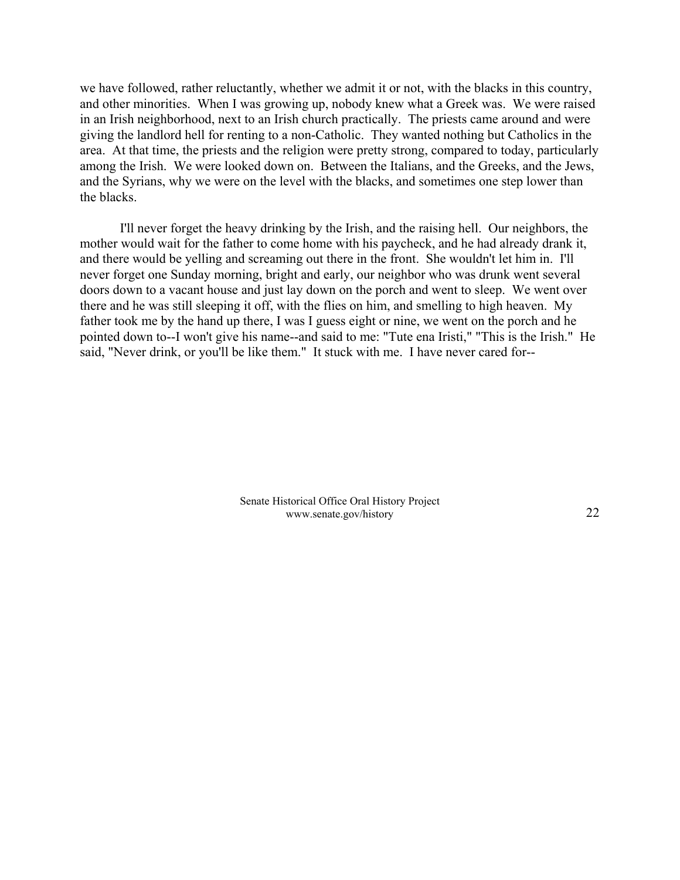we have followed, rather reluctantly, whether we admit it or not, with the blacks in this country, and other minorities. When I was growing up, nobody knew what a Greek was. We were raised in an Irish neighborhood, next to an Irish church practically. The priests came around and were giving the landlord hell for renting to a non-Catholic. They wanted nothing but Catholics in the area. At that time, the priests and the religion were pretty strong, compared to today, particularly among the Irish. We were looked down on. Between the Italians, and the Greeks, and the Jews, and the Syrians, why we were on the level with the blacks, and sometimes one step lower than the blacks.

I'll never forget the heavy drinking by the Irish, and the raising hell. Our neighbors, the mother would wait for the father to come home with his paycheck, and he had already drank it, and there would be yelling and screaming out there in the front. She wouldn't let him in. I'll never forget one Sunday morning, bright and early, our neighbor who was drunk went several doors down to a vacant house and just lay down on the porch and went to sleep. We went over there and he was still sleeping it off, with the flies on him, and smelling to high heaven. My father took me by the hand up there, I was I guess eight or nine, we went on the porch and he pointed down to--I won't give his name--and said to me: "Tute ena Iristi," "This is the Irish." He said, "Never drink, or you'll be like them." It stuck with me. I have never cared for--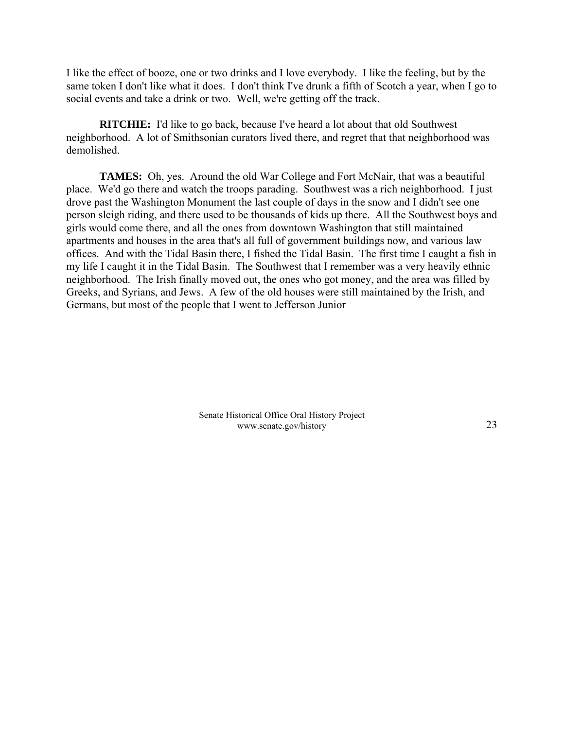I like the effect of booze, one or two drinks and I love everybody. I like the feeling, but by the same token I don't like what it does. I don't think I've drunk a fifth of Scotch a year, when I go to social events and take a drink or two. Well, we're getting off the track.

**RITCHIE:** I'd like to go back, because I've heard a lot about that old Southwest neighborhood. A lot of Smithsonian curators lived there, and regret that that neighborhood was demolished.

**TAMES:** Oh, yes. Around the old War College and Fort McNair, that was a beautiful place. We'd go there and watch the troops parading. Southwest was a rich neighborhood. I just drove past the Washington Monument the last couple of days in the snow and I didn't see one person sleigh riding, and there used to be thousands of kids up there. All the Southwest boys and girls would come there, and all the ones from downtown Washington that still maintained apartments and houses in the area that's all full of government buildings now, and various law offices. And with the Tidal Basin there, I fished the Tidal Basin. The first time I caught a fish in my life I caught it in the Tidal Basin. The Southwest that I remember was a very heavily ethnic neighborhood. The Irish finally moved out, the ones who got money, and the area was filled by Greeks, and Syrians, and Jews. A few of the old houses were still maintained by the Irish, and Germans, but most of the people that I went to Jefferson Junior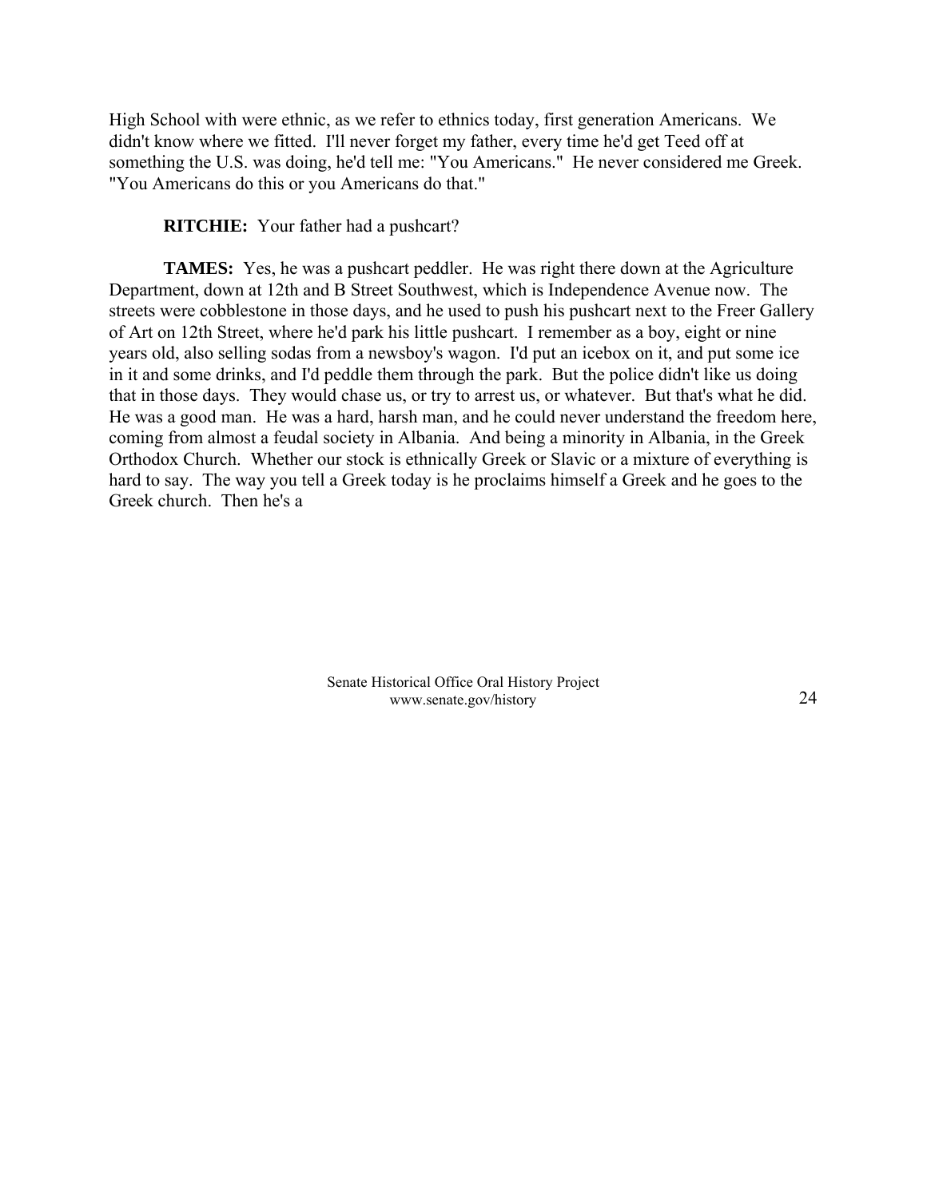High School with were ethnic, as we refer to ethnics today, first generation Americans. We didn't know where we fitted. I'll never forget my father, every time he'd get Teed off at something the U.S. was doing, he'd tell me: "You Americans." He never considered me Greek. "You Americans do this or you Americans do that."

**RITCHIE:** Your father had a pushcart?

**TAMES:** Yes, he was a pushcart peddler. He was right there down at the Agriculture Department, down at 12th and B Street Southwest, which is Independence Avenue now. The streets were cobblestone in those days, and he used to push his pushcart next to the Freer Gallery of Art on 12th Street, where he'd park his little pushcart. I remember as a boy, eight or nine years old, also selling sodas from a newsboy's wagon. I'd put an icebox on it, and put some ice in it and some drinks, and I'd peddle them through the park. But the police didn't like us doing that in those days. They would chase us, or try to arrest us, or whatever. But that's what he did. He was a good man. He was a hard, harsh man, and he could never understand the freedom here, coming from almost a feudal society in Albania. And being a minority in Albania, in the Greek Orthodox Church. Whether our stock is ethnically Greek or Slavic or a mixture of everything is hard to say. The way you tell a Greek today is he proclaims himself a Greek and he goes to the Greek church. Then he's a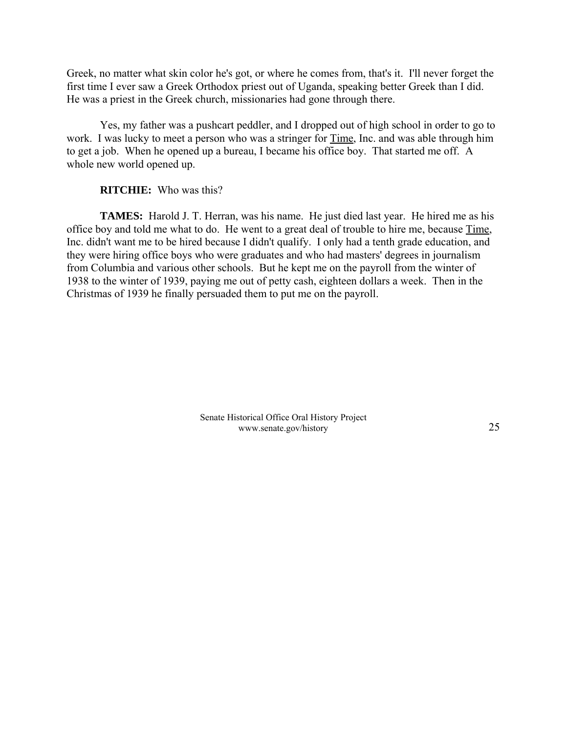Greek, no matter what skin color he's got, or where he comes from, that's it. I'll never forget the first time I ever saw a Greek Orthodox priest out of Uganda, speaking better Greek than I did. He was a priest in the Greek church, missionaries had gone through there.

Yes, my father was a pushcart peddler, and I dropped out of high school in order to go to work. I was lucky to meet a person who was a stringer for Time, Inc. and was able through him to get a job. When he opened up a bureau, I became his office boy. That started me off. A whole new world opened up.

**RITCHIE:** Who was this?

**TAMES:** Harold J. T. Herran, was his name. He just died last year. He hired me as his office boy and told me what to do. He went to a great deal of trouble to hire me, because Time, Inc. didn't want me to be hired because I didn't qualify. I only had a tenth grade education, and they were hiring office boys who were graduates and who had masters' degrees in journalism from Columbia and various other schools. But he kept me on the payroll from the winter of 1938 to the winter of 1939, paying me out of petty cash, eighteen dollars a week. Then in the Christmas of 1939 he finally persuaded them to put me on the payroll.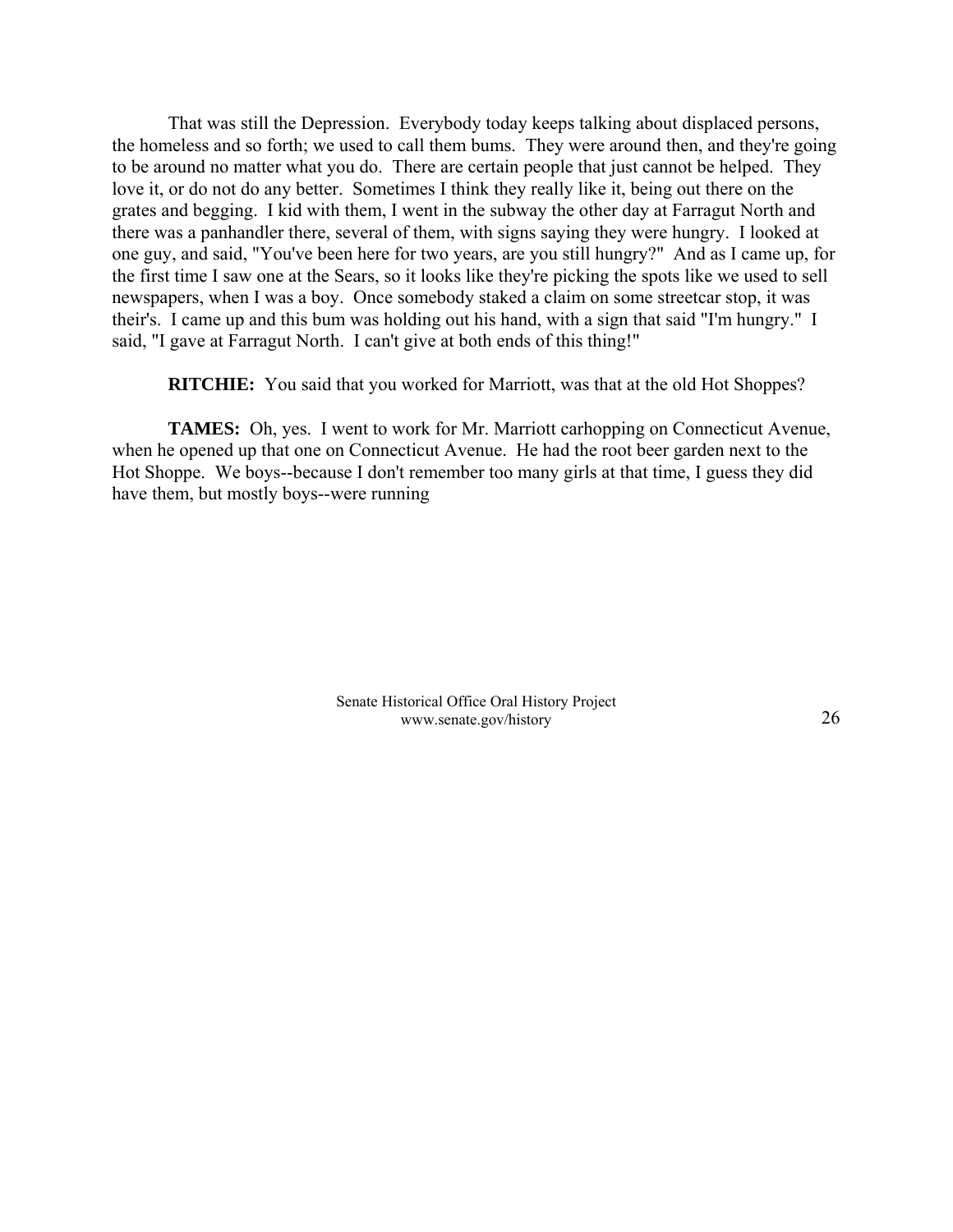That was still the Depression. Everybody today keeps talking about displaced persons, the homeless and so forth; we used to call them bums. They were around then, and they're going to be around no matter what you do. There are certain people that just cannot be helped. They love it, or do not do any better. Sometimes I think they really like it, being out there on the grates and begging. I kid with them, I went in the subway the other day at Farragut North and there was a panhandler there, several of them, with signs saying they were hungry. I looked at one guy, and said, "You've been here for two years, are you still hungry?" And as I came up, for the first time I saw one at the Sears, so it looks like they're picking the spots like we used to sell newspapers, when I was a boy. Once somebody staked a claim on some streetcar stop, it was their's. I came up and this bum was holding out his hand, with a sign that said "I'm hungry." I said, "I gave at Farragut North. I can't give at both ends of this thing!"

**RITCHIE:** You said that you worked for Marriott, was that at the old Hot Shoppes?

**TAMES:** Oh, yes. I went to work for Mr. Marriott carhopping on Connecticut Avenue, when he opened up that one on Connecticut Avenue. He had the root beer garden next to the Hot Shoppe. We boys--because I don't remember too many girls at that time, I guess they did have them, but mostly boys--were running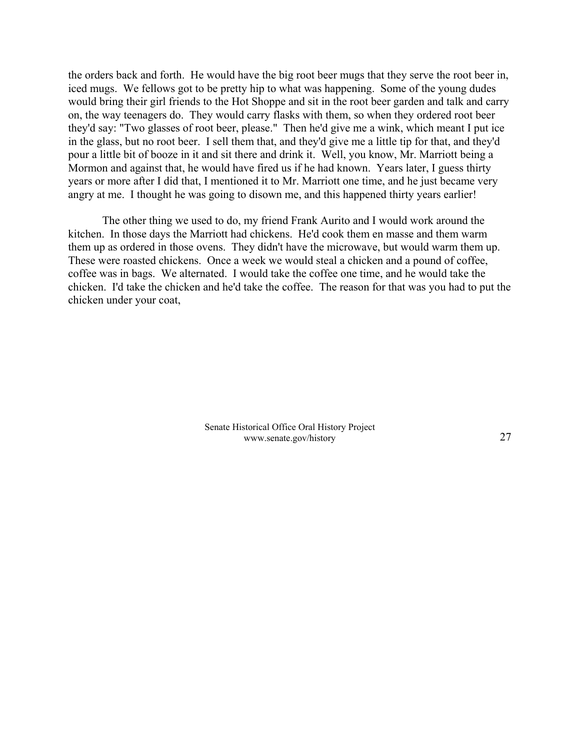the orders back and forth. He would have the big root beer mugs that they serve the root beer in, iced mugs. We fellows got to be pretty hip to what was happening. Some of the young dudes would bring their girl friends to the Hot Shoppe and sit in the root beer garden and talk and carry on, the way teenagers do. They would carry flasks with them, so when they ordered root beer they'd say: "Two glasses of root beer, please." Then he'd give me a wink, which meant I put ice in the glass, but no root beer. I sell them that, and they'd give me a little tip for that, and they'd pour a little bit of booze in it and sit there and drink it. Well, you know, Mr. Marriott being a Mormon and against that, he would have fired us if he had known. Years later, I guess thirty years or more after I did that, I mentioned it to Mr. Marriott one time, and he just became very angry at me. I thought he was going to disown me, and this happened thirty years earlier!

The other thing we used to do, my friend Frank Aurito and I would work around the kitchen. In those days the Marriott had chickens. He'd cook them en masse and them warm them up as ordered in those ovens. They didn't have the microwave, but would warm them up. These were roasted chickens. Once a week we would steal a chicken and a pound of coffee, coffee was in bags. We alternated. I would take the coffee one time, and he would take the chicken. I'd take the chicken and he'd take the coffee. The reason for that was you had to put the chicken under your coat,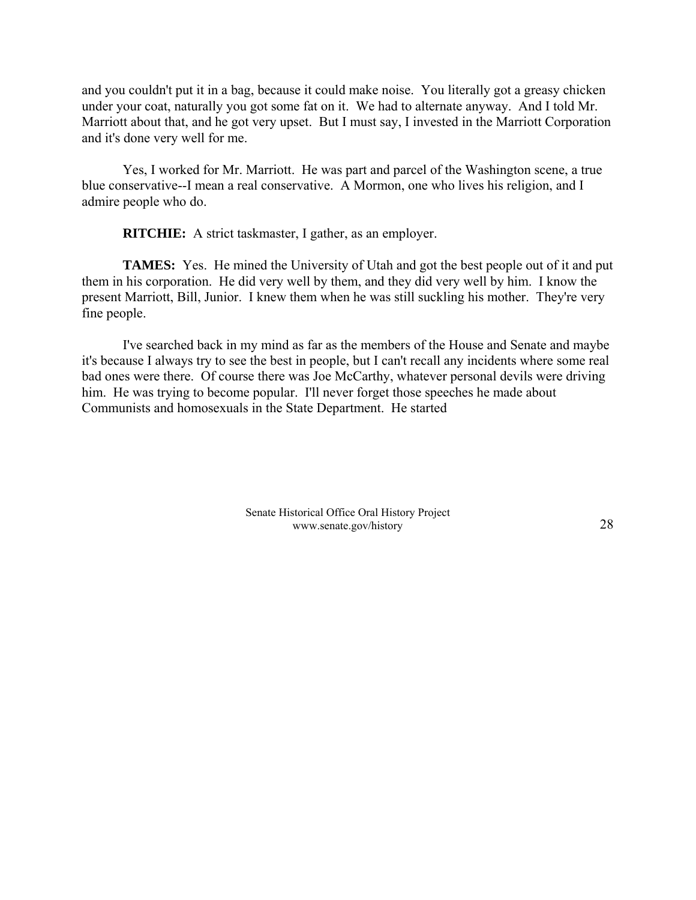and you couldn't put it in a bag, because it could make noise. You literally got a greasy chicken under your coat, naturally you got some fat on it. We had to alternate anyway. And I told Mr. Marriott about that, and he got very upset. But I must say, I invested in the Marriott Corporation and it's done very well for me.

Yes, I worked for Mr. Marriott. He was part and parcel of the Washington scene, a true blue conservative--I mean a real conservative. A Mormon, one who lives his religion, and I admire people who do.

**RITCHIE:** A strict taskmaster, I gather, as an employer.

**TAMES:** Yes. He mined the University of Utah and got the best people out of it and put them in his corporation. He did very well by them, and they did very well by him. I know the present Marriott, Bill, Junior. I knew them when he was still suckling his mother. They're very fine people.

I've searched back in my mind as far as the members of the House and Senate and maybe it's because I always try to see the best in people, but I can't recall any incidents where some real bad ones were there. Of course there was Joe McCarthy, whatever personal devils were driving him. He was trying to become popular. I'll never forget those speeches he made about Communists and homosexuals in the State Department. He started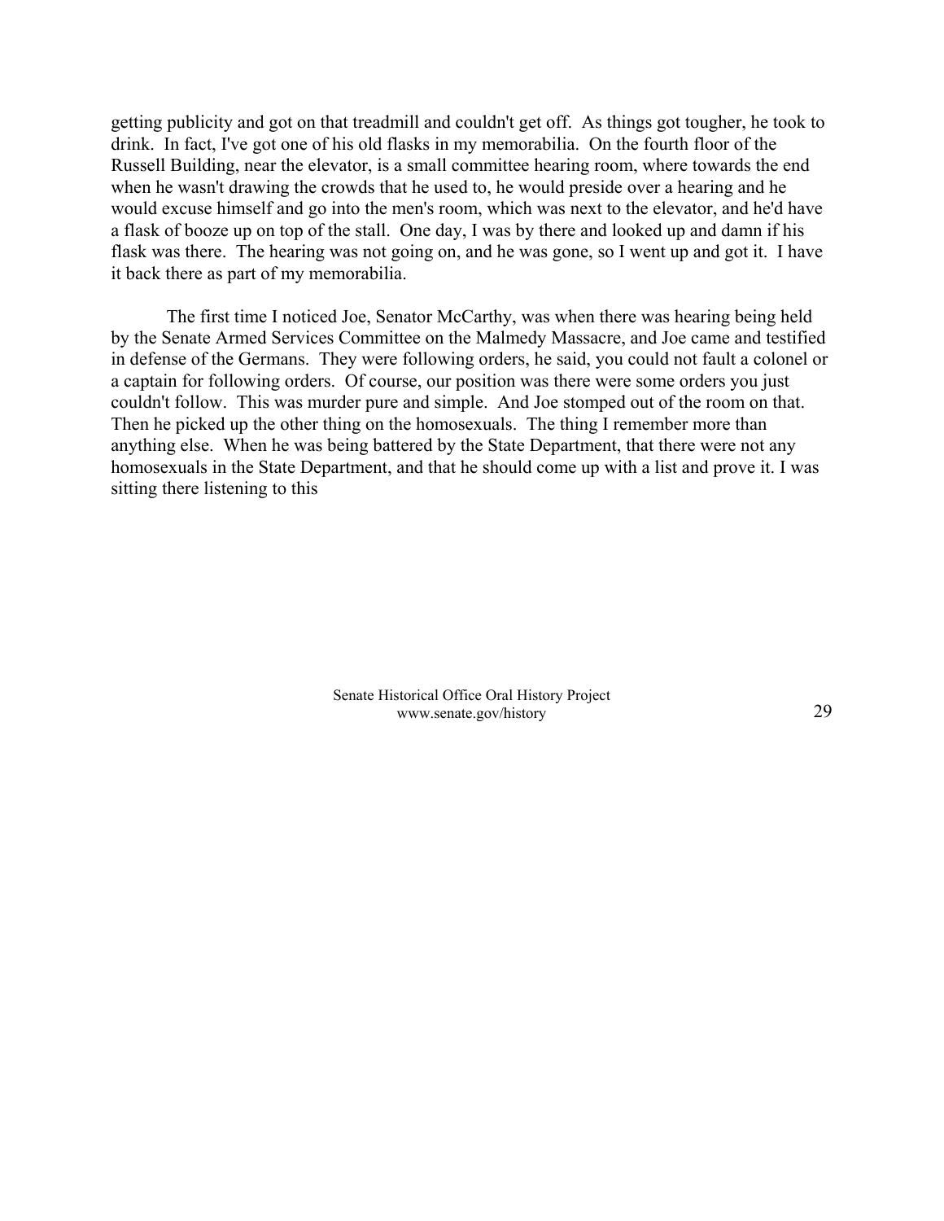getting publicity and got on that treadmill and couldn't get off. As things got tougher, he took to drink. In fact, I've got one of his old flasks in my memorabilia. On the fourth floor of the Russell Building, near the elevator, is a small committee hearing room, where towards the end when he wasn't drawing the crowds that he used to, he would preside over a hearing and he would excuse himself and go into the men's room, which was next to the elevator, and he'd have a flask of booze up on top of the stall. One day, I was by there and looked up and damn if his flask was there. The hearing was not going on, and he was gone, so I went up and got it. I have it back there as part of my memorabilia.

The first time I noticed Joe, Senator McCarthy, was when there was hearing being held by the Senate Armed Services Committee on the Malmedy Massacre, and Joe came and testified in defense of the Germans. They were following orders, he said, you could not fault a colonel or a captain for following orders. Of course, our position was there were some orders you just couldn't follow. This was murder pure and simple. And Joe stomped out of the room on that. Then he picked up the other thing on the homosexuals. The thing I remember more than anything else. When he was being battered by the State Department, that there were not any homosexuals in the State Department, and that he should come up with a list and prove it. I was sitting there listening to this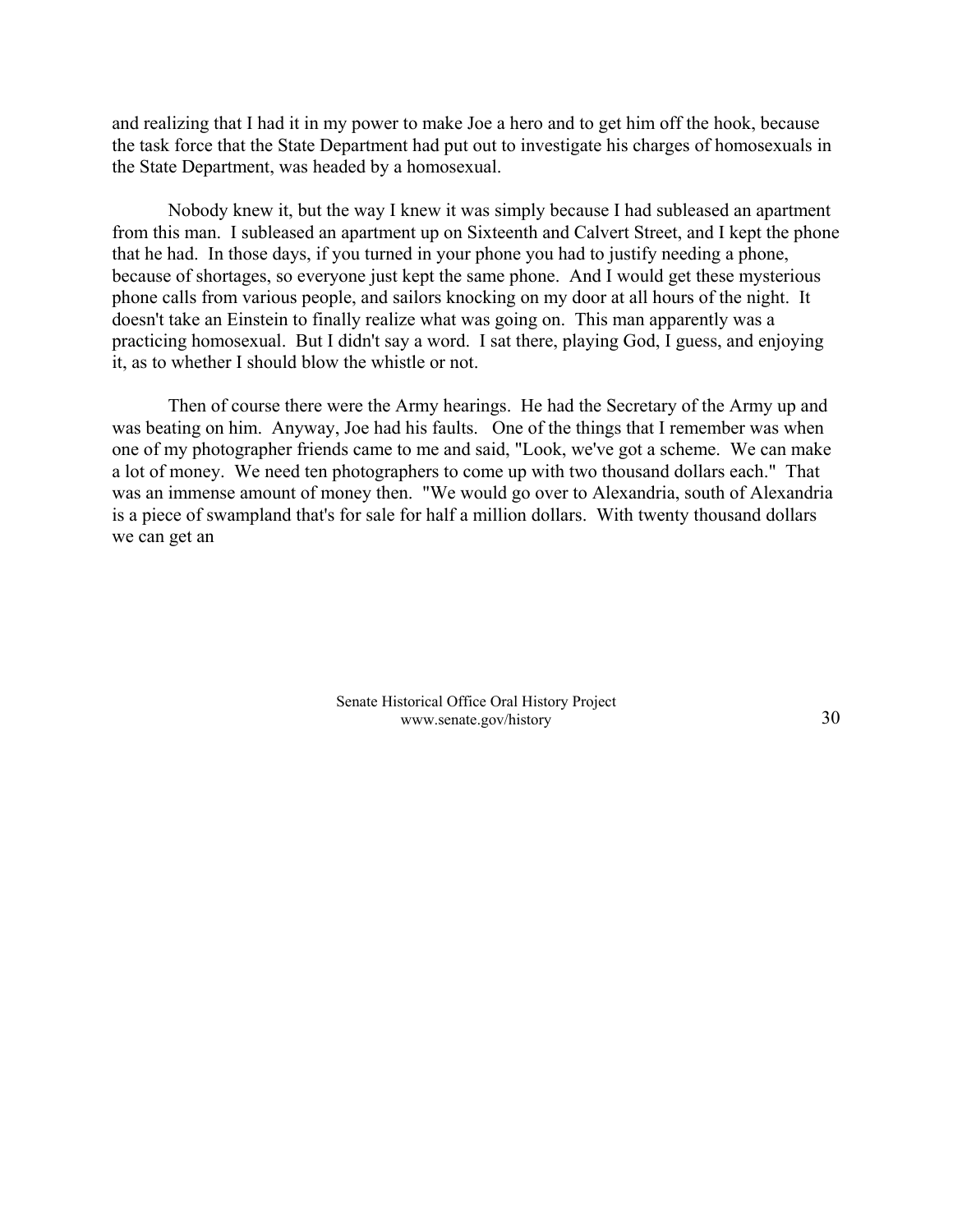and realizing that I had it in my power to make Joe a hero and to get him off the hook, because the task force that the State Department had put out to investigate his charges of homosexuals in the State Department, was headed by a homosexual.

Nobody knew it, but the way I knew it was simply because I had subleased an apartment from this man. I subleased an apartment up on Sixteenth and Calvert Street, and I kept the phone that he had. In those days, if you turned in your phone you had to justify needing a phone, because of shortages, so everyone just kept the same phone. And I would get these mysterious phone calls from various people, and sailors knocking on my door at all hours of the night. It doesn't take an Einstein to finally realize what was going on. This man apparently was a practicing homosexual. But I didn't say a word. I sat there, playing God, I guess, and enjoying it, as to whether I should blow the whistle or not.

Then of course there were the Army hearings. He had the Secretary of the Army up and was beating on him. Anyway, Joe had his faults. One of the things that I remember was when one of my photographer friends came to me and said, "Look, we've got a scheme. We can make a lot of money. We need ten photographers to come up with two thousand dollars each." That was an immense amount of money then. "We would go over to Alexandria, south of Alexandria is a piece of swampland that's for sale for half a million dollars. With twenty thousand dollars we can get an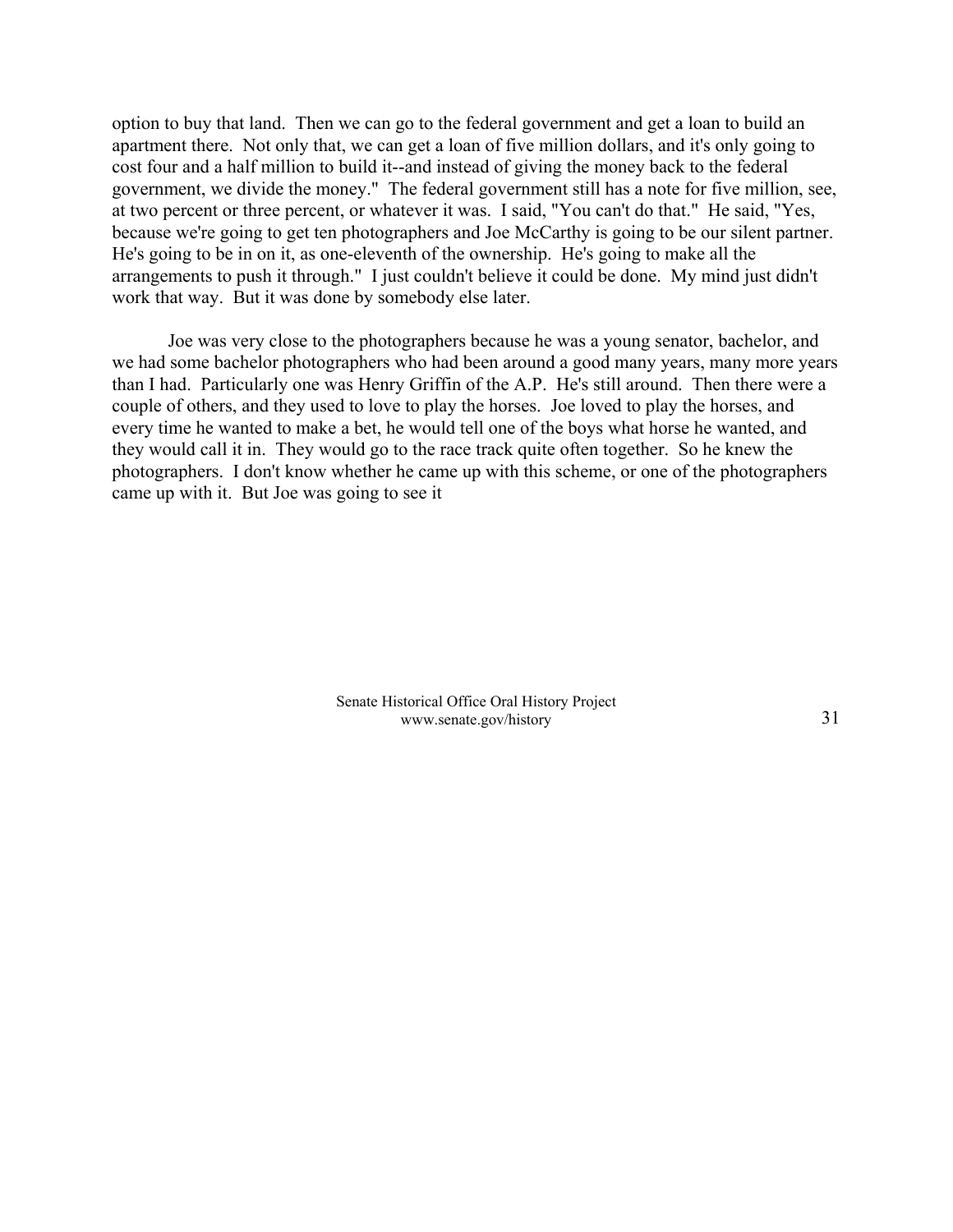option to buy that land. Then we can go to the federal government and get a loan to build an apartment there. Not only that, we can get a loan of five million dollars, and it's only going to cost four and a half million to build it--and instead of giving the money back to the federal government, we divide the money." The federal government still has a note for five million, see, at two percent or three percent, or whatever it was. I said, "You can't do that." He said, "Yes, because we're going to get ten photographers and Joe McCarthy is going to be our silent partner. He's going to be in on it, as one-eleventh of the ownership. He's going to make all the arrangements to push it through." I just couldn't believe it could be done. My mind just didn't work that way. But it was done by somebody else later.

Joe was very close to the photographers because he was a young senator, bachelor, and we had some bachelor photographers who had been around a good many years, many more years than I had. Particularly one was Henry Griffin of the A.P. He's still around. Then there were a couple of others, and they used to love to play the horses. Joe loved to play the horses, and every time he wanted to make a bet, he would tell one of the boys what horse he wanted, and they would call it in. They would go to the race track quite often together. So he knew the photographers. I don't know whether he came up with this scheme, or one of the photographers came up with it. But Joe was going to see it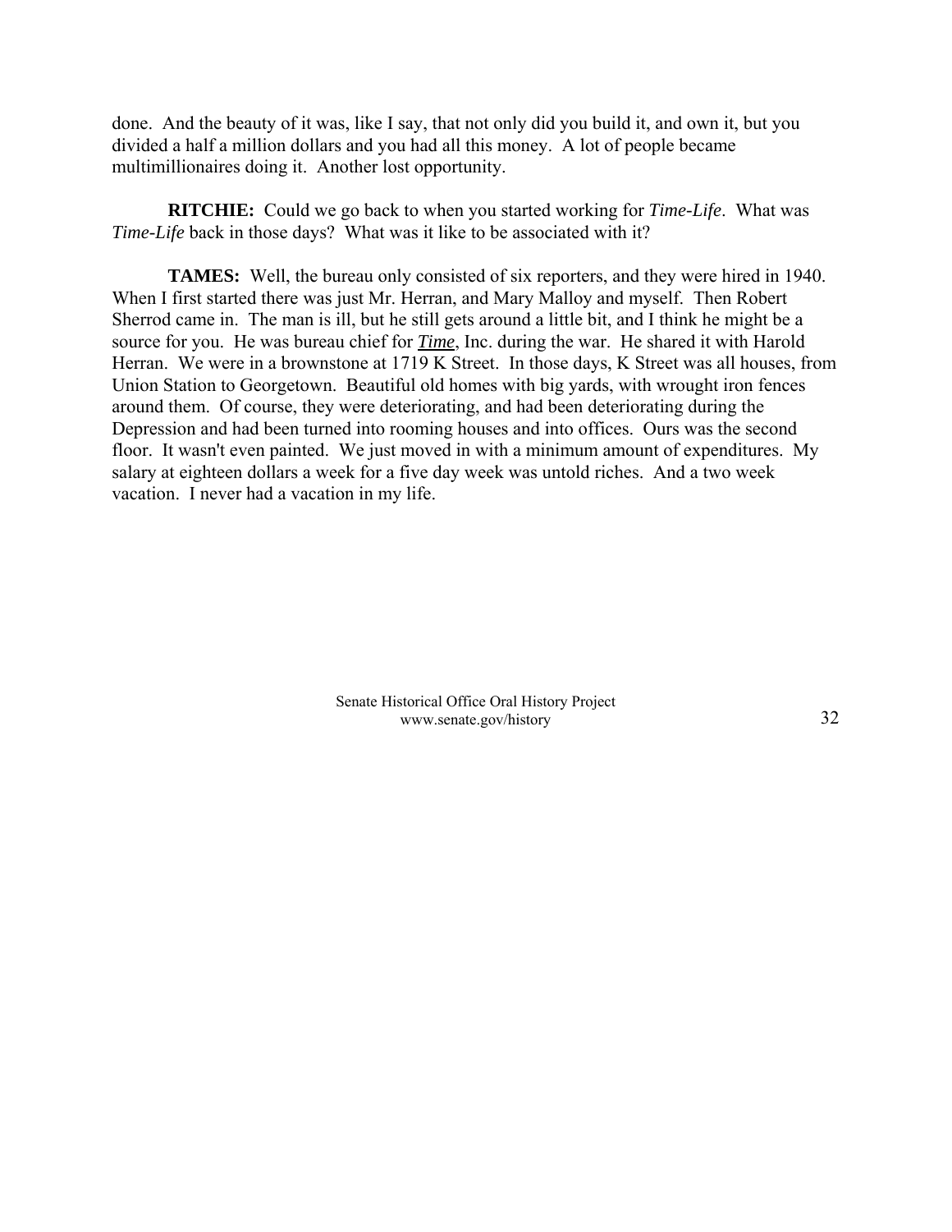done. And the beauty of it was, like I say, that not only did you build it, and own it, but you divided a half a million dollars and you had all this money. A lot of people became multimillionaires doing it. Another lost opportunity.

**RITCHIE:** Could we go back to when you started working for *Time-Life*. What was *Time-Life* back in those days? What was it like to be associated with it?

**TAMES:** Well, the bureau only consisted of six reporters, and they were hired in 1940. When I first started there was just Mr. Herran, and Mary Malloy and myself. Then Robert Sherrod came in. The man is ill, but he still gets around a little bit, and I think he might be a source for you. He was bureau chief for ***Time***, Inc. during the war. He shared it with Harold Herran. We were in a brownstone at 1719 K Street. In those days, K Street was all houses, from Union Station to Georgetown. Beautiful old homes with big yards, with wrought iron fences around them. Of course, they were deteriorating, and had been deteriorating during the Depression and had been turned into rooming houses and into offices. Ours was the second floor. It wasn't even painted. We just moved in with a minimum amount of expenditures. My salary at eighteen dollars a week for a five day week was untold riches. And a two week vacation. I never had a vacation in my life.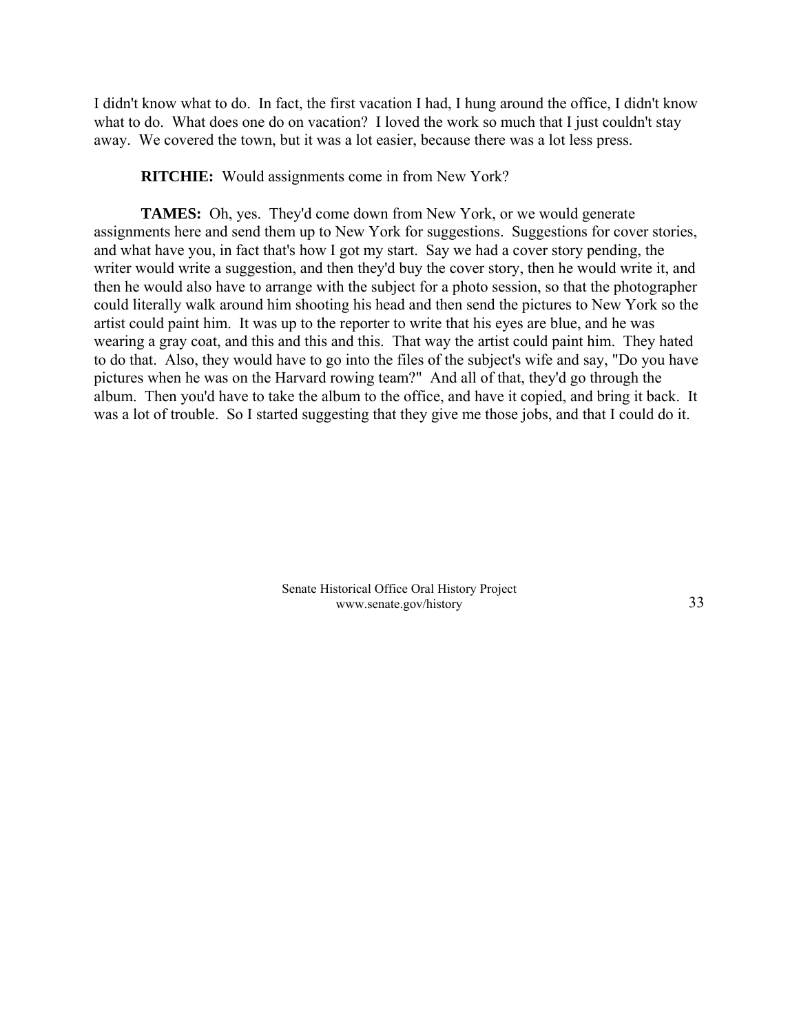I didn't know what to do. In fact, the first vacation I had, I hung around the office, I didn't know what to do. What does one do on vacation? I loved the work so much that I just couldn't stay away. We covered the town, but it was a lot easier, because there was a lot less press.

**RITCHIE:** Would assignments come in from New York?

**TAMES:** Oh, yes. They'd come down from New York, or we would generate assignments here and send them up to New York for suggestions. Suggestions for cover stories, and what have you, in fact that's how I got my start. Say we had a cover story pending, the writer would write a suggestion, and then they'd buy the cover story, then he would write it, and then he would also have to arrange with the subject for a photo session, so that the photographer could literally walk around him shooting his head and then send the pictures to New York so the artist could paint him. It was up to the reporter to write that his eyes are blue, and he was wearing a gray coat, and this and this and this. That way the artist could paint him. They hated to do that. Also, they would have to go into the files of the subject's wife and say, "Do you have pictures when he was on the Harvard rowing team?" And all of that, they'd go through the album. Then you'd have to take the album to the office, and have it copied, and bring it back. It was a lot of trouble. So I started suggesting that they give me those jobs, and that I could do it.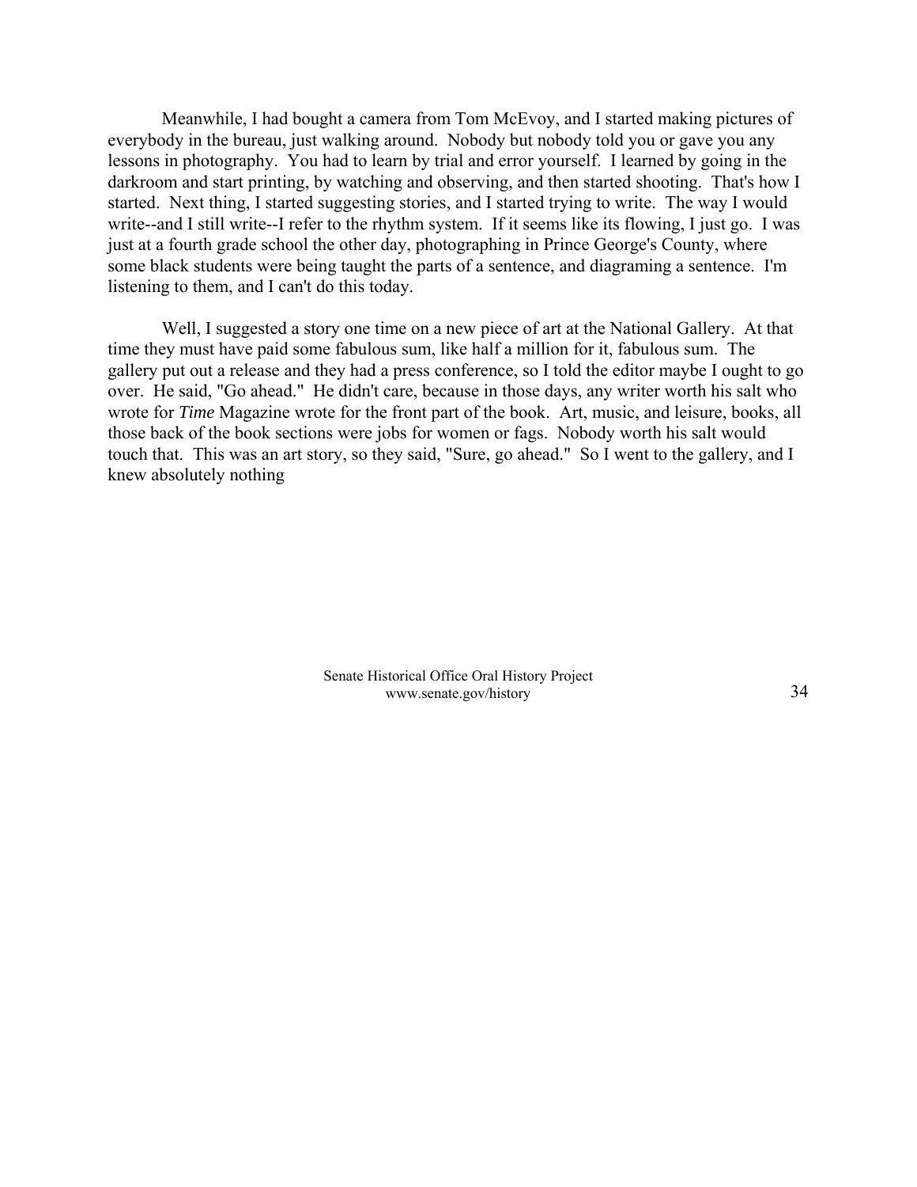Meanwhile, I had bought a camera from Tom McEvoy, and I started making pictures of everybody in the bureau, just walking around. Nobody but nobody told you or gave you any lessons in photography. You had to learn by trial and error yourself. I learned by going in the darkroom and start printing, by watching and observing, and then started shooting. That's how I started. Next thing, I started suggesting stories, and I started trying to write. The way I would write--and I still write--I refer to the rhythm system. If it seems like its flowing, I just go. I was just at a fourth grade school the other day, photographing in Prince George's County, where some black students were being taught the parts of a sentence, and diagraming a sentence. I'm listening to them, and I can't do this today.

Well, I suggested a story one time on a new piece of art at the National Gallery. At that time they must have paid some fabulous sum, like half a million for it, fabulous sum. The gallery put out a release and they had a press conference, so I told the editor maybe I ought to go over. He said, "Go ahead." He didn't care, because in those days, any writer worth his salt who wrote for *Time* Magazine wrote for the front part of the book. Art, music, and leisure, books, all those back of the book sections were jobs for women or fags. Nobody worth his salt would touch that. This was an art story, so they said, "Sure, go ahead." So I went to the gallery, and I knew absolutely nothing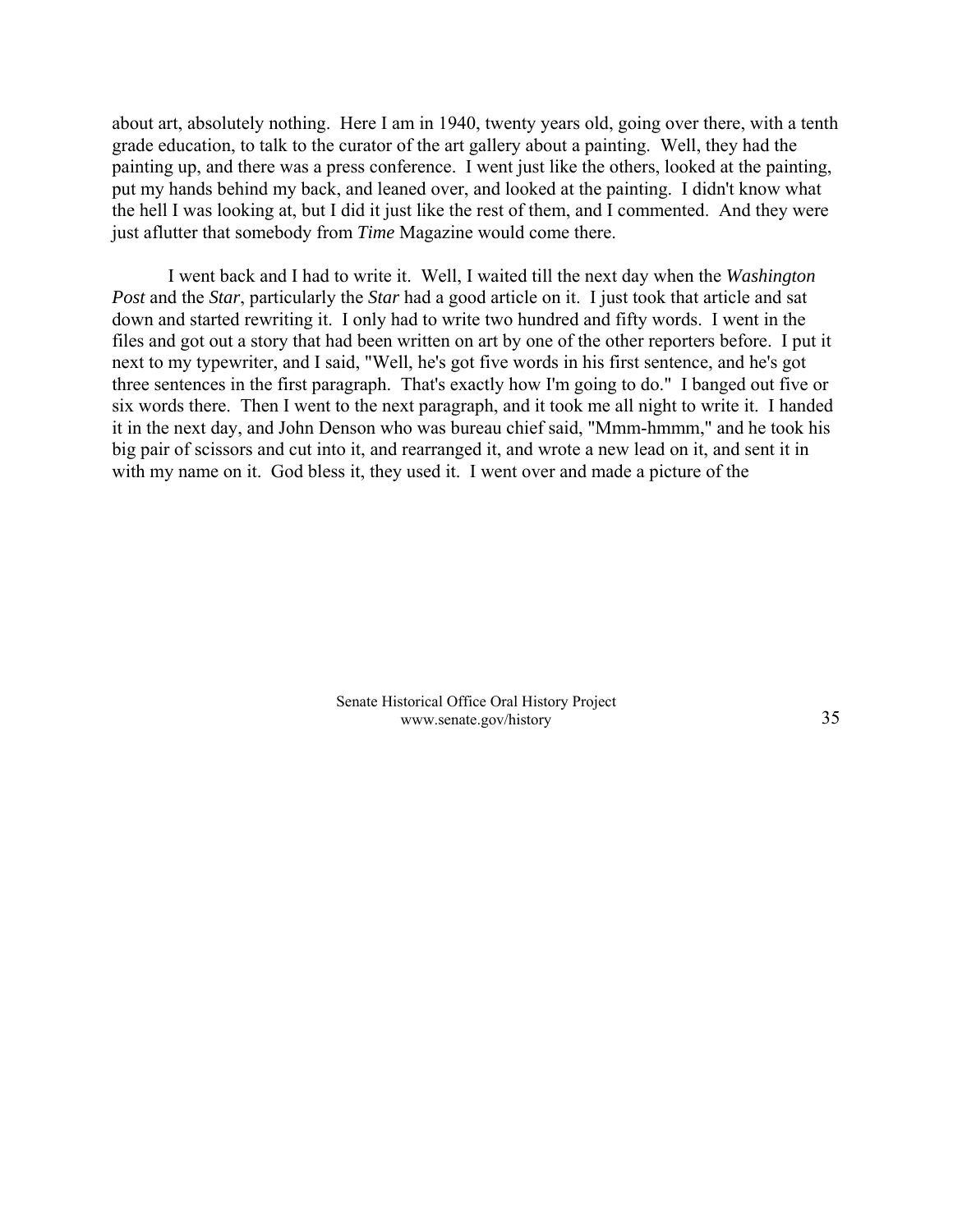about art, absolutely nothing. Here I am in 1940, twenty years old, going over there, with a tenth grade education, to talk to the curator of the art gallery about a painting. Well, they had the painting up, and there was a press conference. I went just like the others, looked at the painting, put my hands behind my back, and leaned over, and looked at the painting. I didn't know what the hell I was looking at, but I did it just like the rest of them, and I commented. And they were just aflutter that somebody from *Time* Magazine would come there.

I went back and I had to write it. Well, I waited till the next day when the *Washington Post* and the *Star*, particularly the *Star* had a good article on it. I just took that article and sat down and started rewriting it. I only had to write two hundred and fifty words. I went in the files and got out a story that had been written on art by one of the other reporters before. I put it next to my typewriter, and I said, "Well, he's got five words in his first sentence, and he's got three sentences in the first paragraph. That's exactly how I'm going to do." I banged out five or six words there. Then I went to the next paragraph, and it took me all night to write it. I handed it in the next day, and John Denson who was bureau chief said, "Mmm-hmmm," and he took his big pair of scissors and cut into it, and rearranged it, and wrote a new lead on it, and sent it in with my name on it. God bless it, they used it. I went over and made a picture of the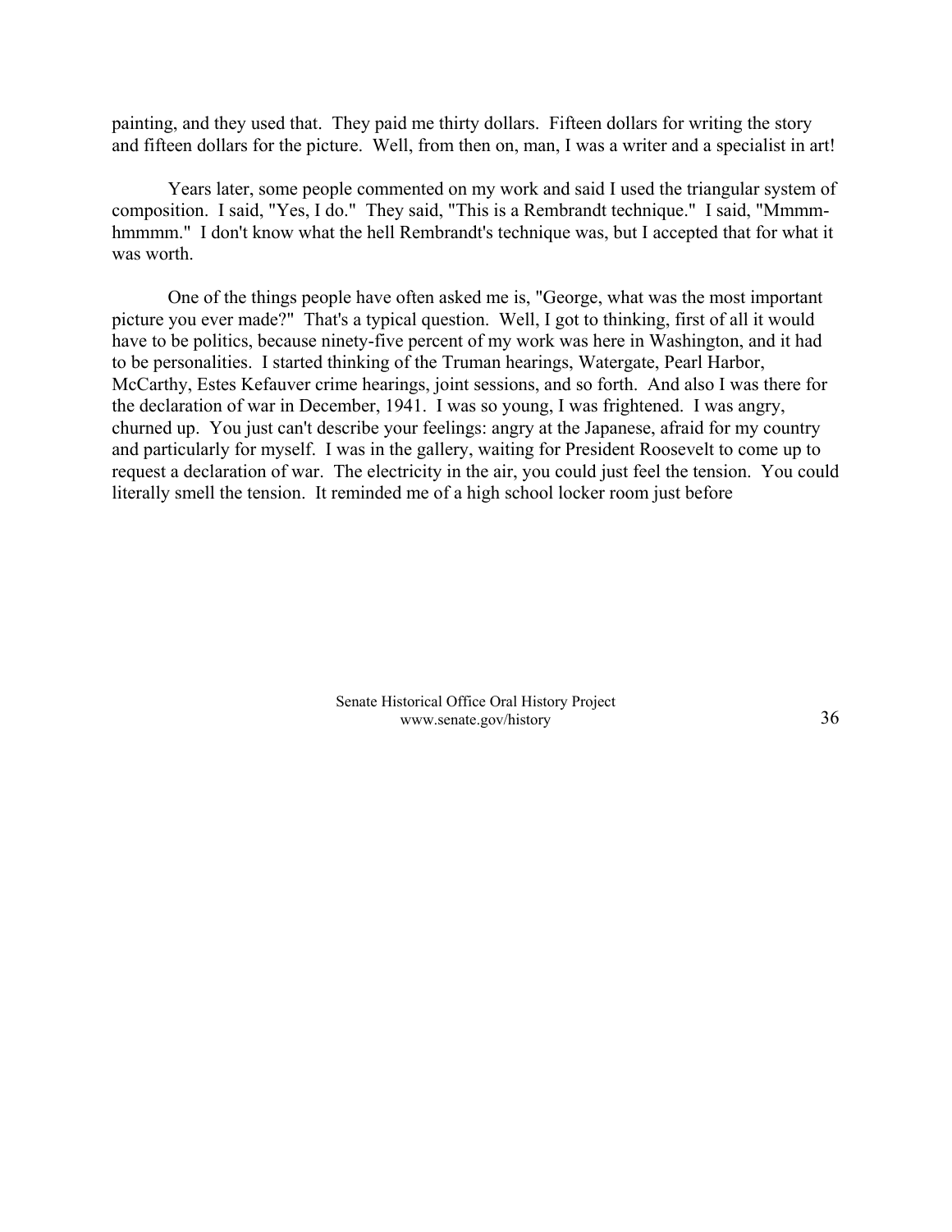painting, and they used that. They paid me thirty dollars. Fifteen dollars for writing the story and fifteen dollars for the picture. Well, from then on, man, I was a writer and a specialist in art!

Years later, some people commented on my work and said I used the triangular system of composition. I said, "Yes, I do." They said, "This is a Rembrandt technique." I said, "Mmmm-hmmmm." I don't know what the hell Rembrandt's technique was, but I accepted that for what it was worth.

One of the things people have often asked me is, "George, what was the most important picture you ever made?" That's a typical question. Well, I got to thinking, first of all it would have to be politics, because ninety-five percent of my work was here in Washington, and it had to be personalities. I started thinking of the Truman hearings, Watergate, Pearl Harbor, McCarthy, Estes Kefauver crime hearings, joint sessions, and so forth. And also I was there for the declaration of war in December, 1941. I was so young, I was frightened. I was angry, churned up. You just can't describe your feelings: angry at the Japanese, afraid for my country and particularly for myself. I was in the gallery, waiting for President Roosevelt to come up to request a declaration of war. The electricity in the air, you could just feel the tension. You could literally smell the tension. It reminded me of a high school locker room just before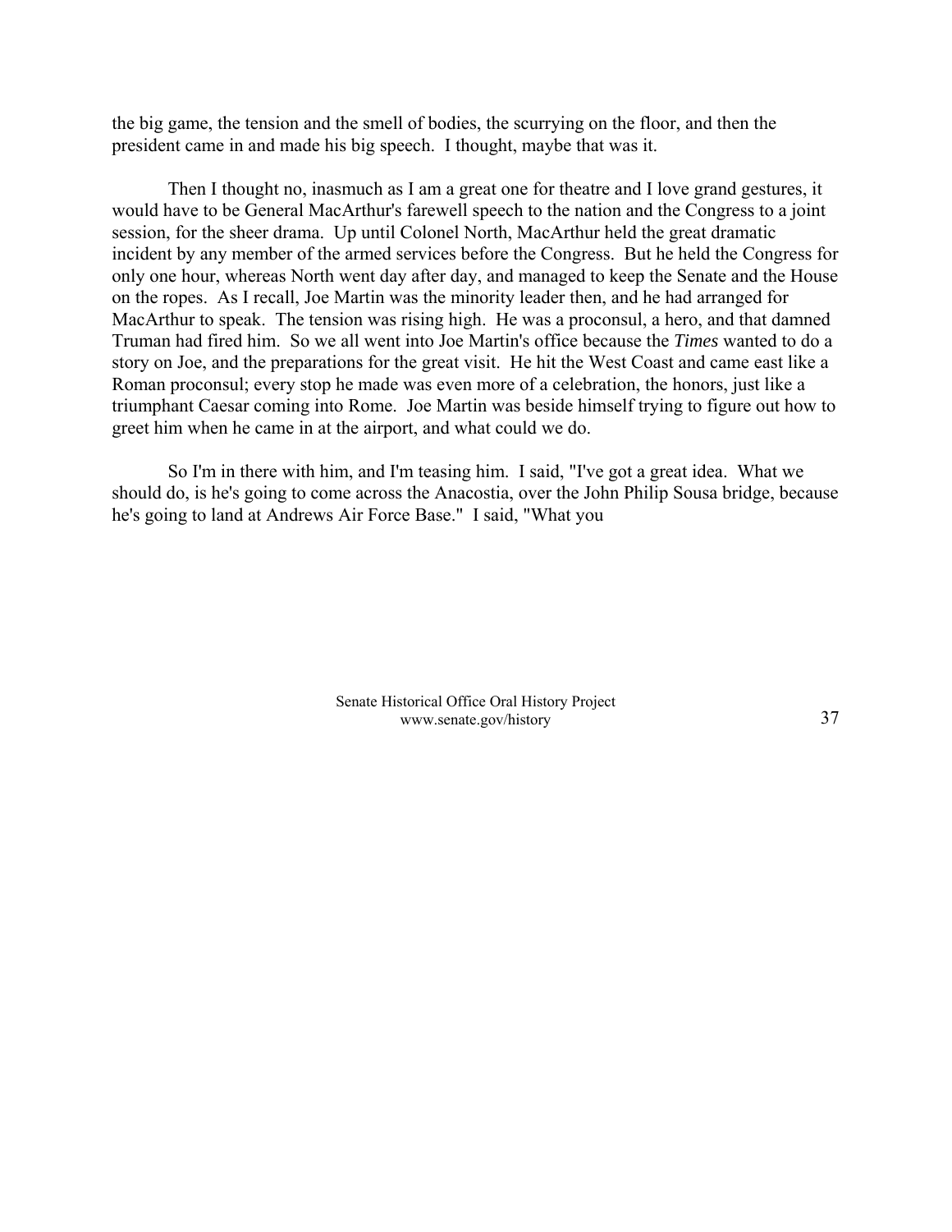the big game, the tension and the smell of bodies, the scurrying on the floor, and then the president came in and made his big speech. I thought, maybe that was it.

Then I thought no, inasmuch as I am a great one for theatre and I love grand gestures, it would have to be General MacArthur's farewell speech to the nation and the Congress to a joint session, for the sheer drama. Up until Colonel North, MacArthur held the great dramatic incident by any member of the armed services before the Congress. But he held the Congress for only one hour, whereas North went day after day, and managed to keep the Senate and the House on the ropes. As I recall, Joe Martin was the minority leader then, and he had arranged for MacArthur to speak. The tension was rising high. He was a proconsul, a hero, and that damned Truman had fired him. So we all went into Joe Martin's office because the *Times* wanted to do a story on Joe, and the preparations for the great visit. He hit the West Coast and came east like a Roman proconsul; every stop he made was even more of a celebration, the honors, just like a triumphant Caesar coming into Rome. Joe Martin was beside himself trying to figure out how to greet him when he came in at the airport, and what could we do.

So I'm in there with him, and I'm teasing him. I said, "I've got a great idea. What we should do, is he's going to come across the Anacostia, over the John Philip Sousa bridge, because he's going to land at Andrews Air Force Base." I said, "What you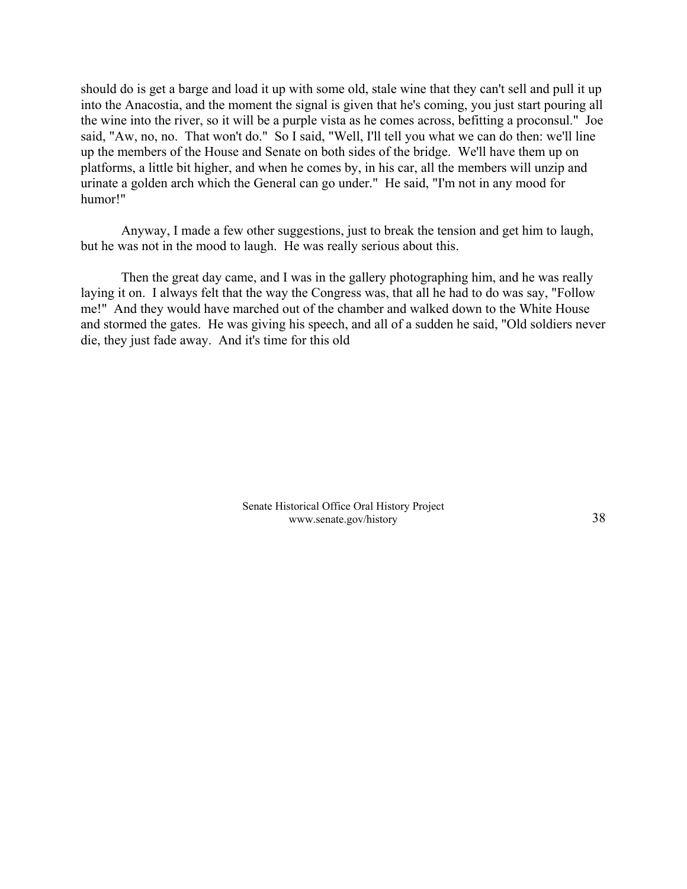should do is get a barge and load it up with some old, stale wine that they can't sell and pull it up into the Anacostia, and the moment the signal is given that he's coming, you just start pouring all the wine into the river, so it will be a purple vista as he comes across, befitting a proconsul." Joe said, "Aw, no, no. That won't do." So I said, "Well, I'll tell you what we can do then: we'll line up the members of the House and Senate on both sides of the bridge. We'll have them up on platforms, a little bit higher, and when he comes by, in his car, all the members will unzip and urinate a golden arch which the General can go under." He said, "I'm not in any mood for humor!"

Anyway, I made a few other suggestions, just to break the tension and get him to laugh, but he was not in the mood to laugh. He was really serious about this.

Then the great day came, and I was in the gallery photographing him, and he was really laying it on. I always felt that the way the Congress was, that all he had to do was say, "Follow me!" And they would have marched out of the chamber and walked down to the White House and stormed the gates. He was giving his speech, and all of a sudden he said, "Old soldiers never die, they just fade away. And it's time for this old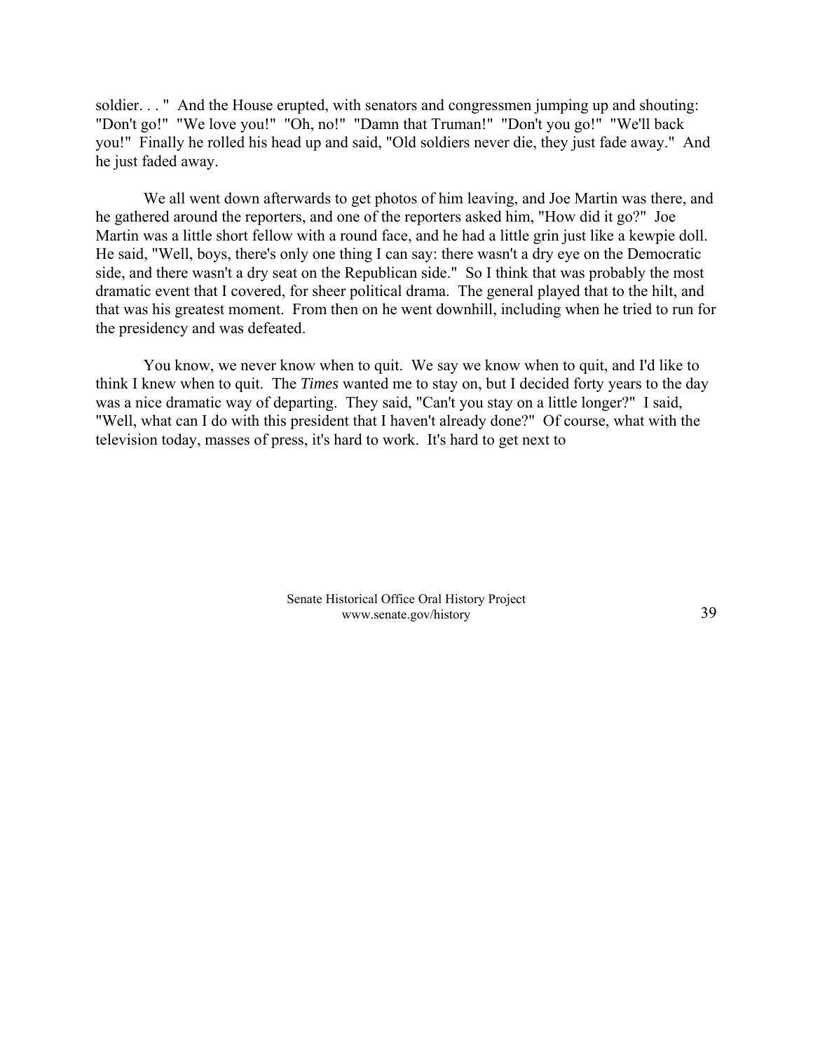soldier. . . " And the House erupted, with senators and congressmen jumping up and shouting: "Don't go!" "We love you!" "Oh, no!" "Damn that Truman!" "Don't you go!" "We'll back you!" Finally he rolled his head up and said, "Old soldiers never die, they just fade away." And he just faded away.

We all went down afterwards to get photos of him leaving, and Joe Martin was there, and he gathered around the reporters, and one of the reporters asked him, "How did it go?" Joe Martin was a little short fellow with a round face, and he had a little grin just like a kewpie doll. He said, "Well, boys, there's only one thing I can say: there wasn't a dry eye on the Democratic side, and there wasn't a dry seat on the Republican side." So I think that was probably the most dramatic event that I covered, for sheer political drama. The general played that to the hilt, and that was his greatest moment. From then on he went downhill, including when he tried to run for the presidency and was defeated.

You know, we never know when to quit. We say we know when to quit, and I'd like to think I knew when to quit. The *Times* wanted me to stay on, but I decided forty years to the day was a nice dramatic way of departing. They said, "Can't you stay on a little longer?" I said, "Well, what can I do with this president that I haven't already done?" Of course, what with the television today, masses of press, it's hard to work. It's hard to get next to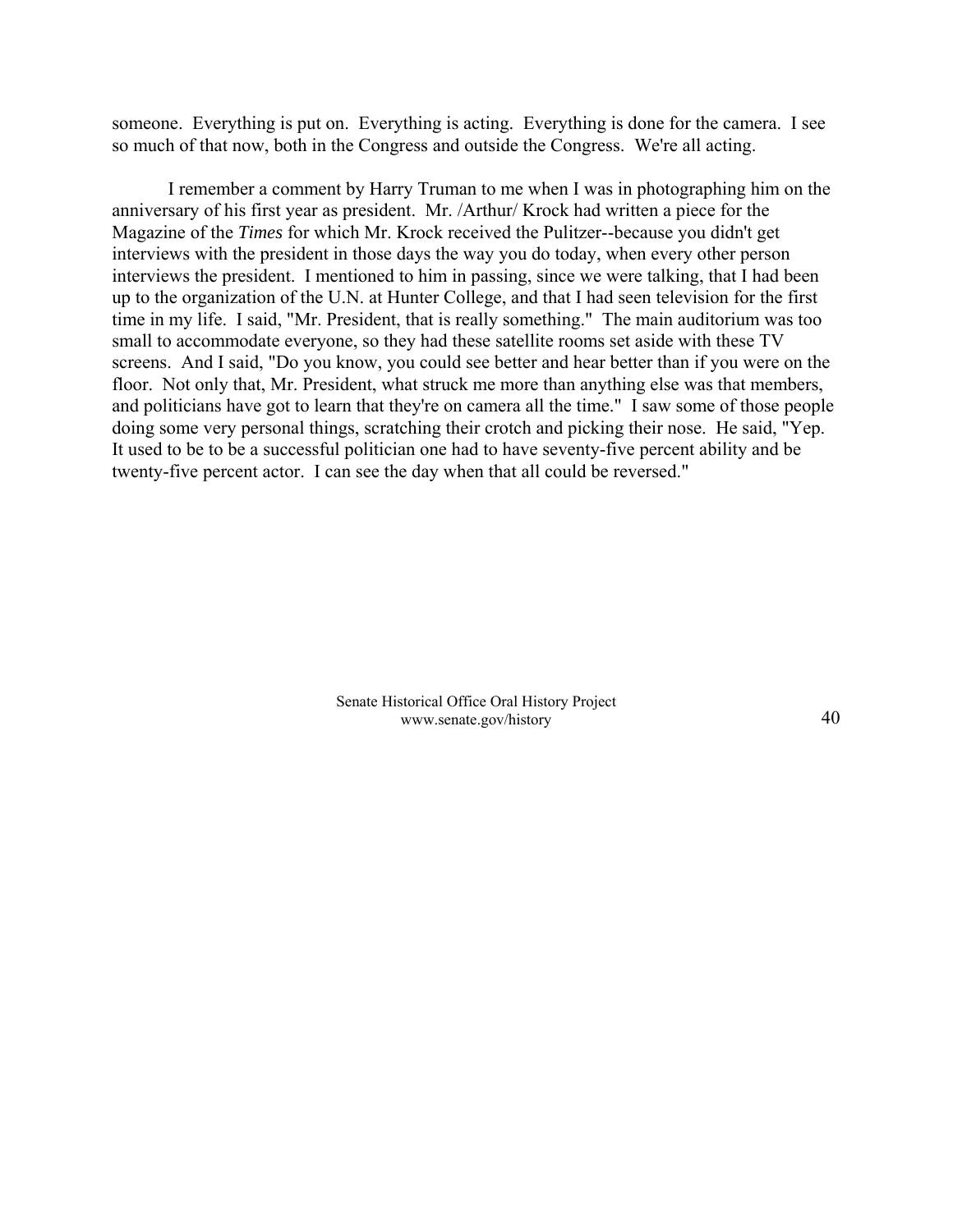someone. Everything is put on. Everything is acting. Everything is done for the camera. I see so much of that now, both in the Congress and outside the Congress. We're all acting.

I remember a comment by Harry Truman to me when I was in photographing him on the anniversary of his first year as president. Mr. /Arthur/ Krock had written a piece for the Magazine of the *Times* for which Mr. Krock received the Pulitzer--because you didn't get interviews with the president in those days the way you do today, when every other person interviews the president. I mentioned to him in passing, since we were talking, that I had been up to the organization of the U.N. at Hunter College, and that I had seen television for the first time in my life. I said, "Mr. President, that is really something." The main auditorium was too small to accommodate everyone, so they had these satellite rooms set aside with these TV screens. And I said, "Do you know, you could see better and hear better than if you were on the floor. Not only that, Mr. President, what struck me more than anything else was that members, and politicians have got to learn that they're on camera all the time." I saw some of those people doing some very personal things, scratching their crotch and picking their nose. He said, "Yep. It used to be to be a successful politician one had to have seventy-five percent ability and be twenty-five percent actor. I can see the day when that all could be reversed."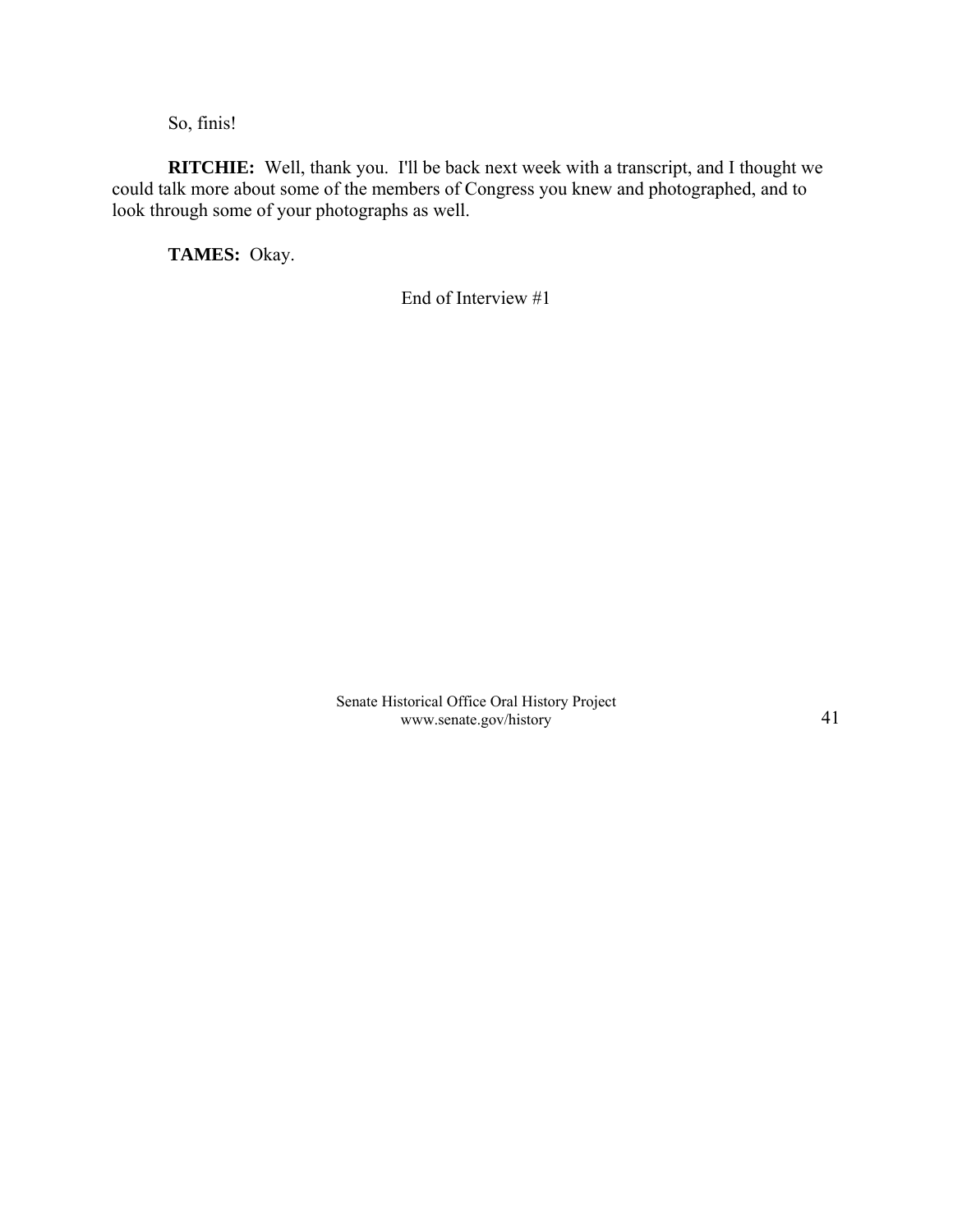So, finis!

**RITCHIE:** Well, thank you. I'll be back next week with a transcript, and I thought we could talk more about some of the members of Congress you knew and photographed, and to look through some of your photographs as well.

**TAMES:** Okay.

End of Interview #1